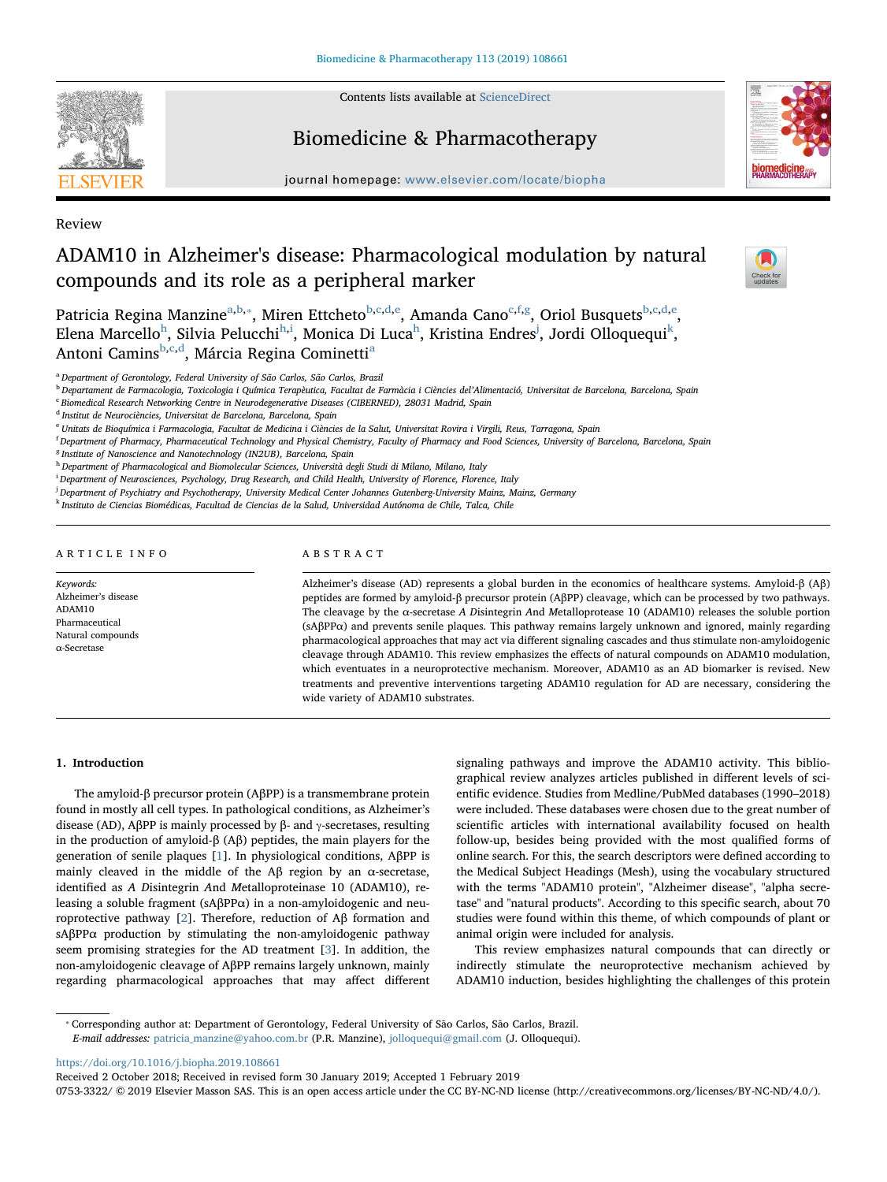Review

# ADAM10 in Alzheimer's disease: Pharmacological modulation by natural compounds and its role as a peripheral marker

Patricia Regina Manzine[a,b,*], Miren Ettcheto[b,c,d,e], Amanda Cano[c,f,g], Oriol Busquets[b,c,d,e], Elena Marcello[h], Silvia Pelucchi[h,i], Monica Di Luca[h], Kristina Endres[j], Jordi Olloquequi[k], Antoni Camins[b,c,d], Márcia Regina Cominetti[a]

[a] Department of Gerontology, Federal University of São Carlos, São Carlos, Brazil
[b] Departament de Farmacologia, Toxicologia i Química Terapèutica, Facultat de Farmàcia i Ciències del'Alimentació, Universitat de Barcelona, Barcelona, Spain
[c] Biomedical Research Networking Centre in Neurodegenerative Diseases (CIBERNED), 28031 Madrid, Spain
[d] Institut de Neurociències, Universitat de Barcelona, Barcelona, Spain
[e] Unitats de Bioquímica i Farmacologia, Facultat de Medicina i Ciències de la Salut, Universitat Rovira i Virgili, Reus, Tarragona, Spain
[f] Department of Pharmacy, Pharmaceutical Technology and Physical Chemistry, Faculty of Pharmacy and Food Sciences, University of Barcelona, Barcelona, Spain
[g] Institute of Nanoscience and Nanotechnology (IN2UB), Barcelona, Spain
[h] Department of Pharmacological and Biomolecular Sciences, Università degli Studi di Milano, Milano, Italy
[i] Department of Neurosciences, Psychology, Drug Research, and Child Health, University of Florence, Florence, Italy
[j] Department of Psychiatry and Psychotherapy, University Medical Center Johannes Gutenberg-University Mainz, Mainz, Germany
[k] Instituto de Ciencias Biomédicas, Facultad de Ciencias de la Salud, Universidad Autónoma de Chile, Talca, Chile

## ARTICLE INFO

*Keywords:*
Alzheimer's disease
ADAM10
Pharmaceutical
Natural compounds
α-Secretase

## ABSTRACT

Alzheimer's disease (AD) represents a global burden in the economics of healthcare systems. Amyloid-β (Aβ) peptides are formed by amyloid-β precursor protein (AβPP) cleavage, which can be processed by two pathways. The cleavage by the α-secretase *A Disintegrin And Metalloprotease 10* (ADAM10) releases the soluble portion (sAβPPα) and prevents senile plaques. This pathway remains largely unknown and ignored, mainly regarding pharmacological approaches that may act via different signaling cascades and thus stimulate non-amyloidogenic cleavage through ADAM10. This review emphasizes the effects of natural compounds on ADAM10 modulation, which eventuates in a neuroprotective mechanism. Moreover, ADAM10 as an AD biomarker is revised. New treatments and preventive interventions targeting ADAM10 regulation for AD are necessary, considering the wide variety of ADAM10 substrates.

## 1. Introduction

The amyloid-β precursor protein (AβPP) is a transmembrane protein found in mostly all cell types. In pathological conditions, as Alzheimer's disease (AD), AβPP is mainly processed by β- and γ-secretases, resulting in the production of amyloid-β (Aβ) peptides, the main players for the generation of senile plaques [1]. In physiological conditions, AβPP is mainly cleaved in the middle of the Aβ region by an α-secretase, identified as *A Disintegrin And Metalloproteinase* 10 (ADAM10), releasing a soluble fragment (sAβPPα) in a non-amyloidogenic and neuroprotective pathway [2]. Therefore, reduction of Aβ formation and sAβPPα production by stimulating the non-amyloidogenic pathway seem promising strategies for the AD treatment [3]. In addition, the non-amyloidogenic cleavage of AβPP remains largely unknown, mainly regarding pharmacological approaches that may affect different signaling pathways and improve the ADAM10 activity. This bibliographical review analyzes articles published in different levels of scientific evidence. Studies from Medline/PubMed databases (1990–2018) were included. These databases were chosen due to the great number of scientific articles with international availability focused on health follow-up, besides being provided with the most qualified forms of online search. For this, the search descriptors were defined according to the Medical Subject Headings (Mesh), using the vocabulary structured with the terms "ADAM10 protein", "Alzheimer disease", "alpha secretase" and "natural products". According to this specific search, about 70 studies were found within this theme, of which compounds of plant or animal origin were included for analysis.

This review emphasizes natural compounds that can directly or indirectly stimulate the neuroprotective mechanism achieved by ADAM10 induction, besides highlighting the challenges of this protein

* Corresponding author at: Department of Gerontology, Federal University of São Carlos, São Carlos, Brazil.
*E-mail addresses:* patricia_manzine@yahoo.com.br (P.R. Manzine), jolloquequi@gmail.com (J. Olloquequi).

https://doi.org/10.1016/j.biopha.2019.108661
Received 2 October 2018; Received in revised form 30 January 2019; Accepted 1 February 2019
0753-3322/ © 2019 Elsevier Masson SAS. This is an open access article under the CC BY-NC-ND license (http://creativecommons.org/licenses/BY-NC-ND/4.0/).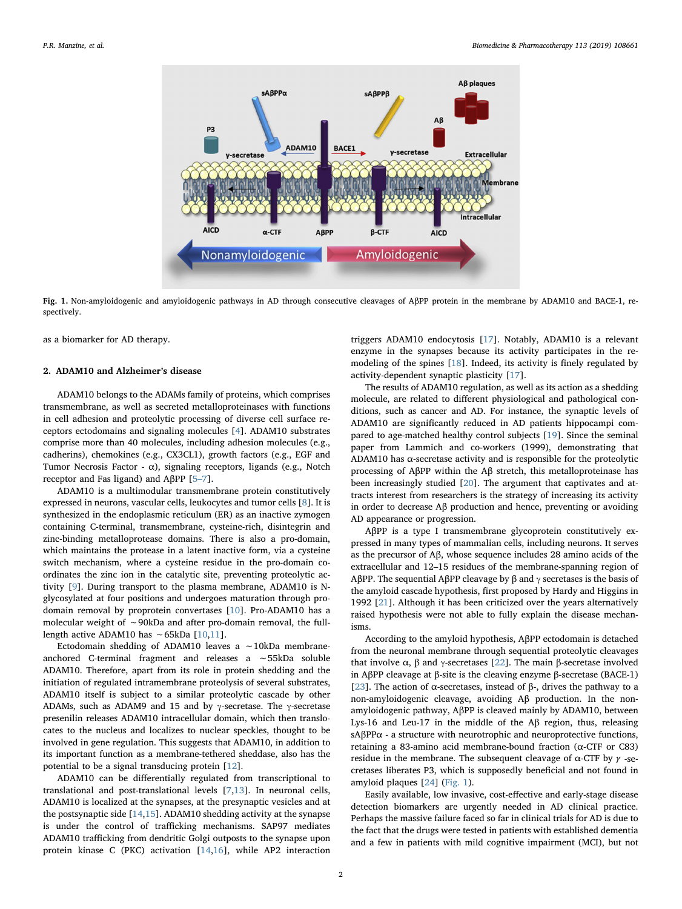**Fig. 1.** Non-amyloidogenic and amyloidogenic pathways in AD through consecutive cleavages of AβPP protein in the membrane by ADAM10 and BACE-1, respectively.

as a biomarker for AD therapy.

## 2. ADAM10 and Alzheimer's disease

ADAM10 belongs to the ADAMs family of proteins, which comprises transmembrane, as well as secreted metalloproteinases with functions in cell adhesion and proteolytic processing of diverse cell surface receptors ectodomains and signaling molecules [4]. ADAM10 substrates comprise more than 40 molecules, including adhesion molecules (e.g., cadherins), chemokines (e.g., CX3CL1), growth factors (e.g., EGF and Tumor Necrosis Factor - α), signaling receptors, ligands (e.g., Notch receptor and Fas ligand) and AβPP [5–7].

ADAM10 is a multimodular transmembrane protein constitutively expressed in neurons, vascular cells, leukocytes and tumor cells [8]. It is synthesized in the endoplasmic reticulum (ER) as an inactive zymogen containing C-terminal, transmembrane, cysteine-rich, disintegrin and zinc-binding metalloprotease domains. There is also a pro-domain, which maintains the protease in a latent inactive form, via a cysteine switch mechanism, where a cysteine residue in the pro-domain coordinates the zinc ion in the catalytic site, preventing proteolytic activity [9]. During transport to the plasma membrane, ADAM10 is N-glycosylated at four positions and undergoes maturation through pro-domain removal by proprotein convertases [10]. Pro-ADAM10 has a molecular weight of ∼90kDa and after pro-domain removal, the full-length active ADAM10 has ∼65kDa [10,11].

Ectodomain shedding of ADAM10 leaves a ∼10kDa membrane-anchored C-terminal fragment and releases a ∼55kDa soluble ADAM10. Therefore, apart from its role in protein shedding and the initiation of regulated intramembrane proteolysis of several substrates, ADAM10 itself is subject to a similar proteolytic cascade by other ADAMs, such as ADAM9 and 15 and by γ-secretase. The γ-secretase presenilin releases ADAM10 intracellular domain, which then translocates to the nucleus and localizes to nuclear speckles, thought to be involved in gene regulation. This suggests that ADAM10, in addition to its important function as a membrane-tethered sheddase, also has the potential to be a signal transducing protein [12].

ADAM10 can be differentially regulated from transcriptional to translational and post-translational levels [7,13]. In neuronal cells, ADAM10 is localized at the synapses, at the presynaptic vesicles and at the postsynaptic side [14,15]. ADAM10 shedding activity at the synapse is under the control of trafficking mechanisms. SAP97 mediates ADAM10 trafficking from dendritic Golgi outposts to the synapse upon protein kinase C (PKC) activation [14,16], while AP2 interaction triggers ADAM10 endocytosis [17]. Notably, ADAM10 is a relevant enzyme in the synapses because its activity participates in the remodeling of the spines [18]. Indeed, its activity is finely regulated by activity-dependent synaptic plasticity [17].

The results of ADAM10 regulation, as well as its action as a shedding molecule, are related to different physiological and pathological conditions, such as cancer and AD. For instance, the synaptic levels of ADAM10 are significantly reduced in AD patients hippocampi compared to age-matched healthy control subjects [19]. Since the seminal paper from Lammich and co-workers (1999), demonstrating that ADAM10 has α-secretase activity and is responsible for the proteolytic processing of AβPP within the Aβ stretch, this metalloproteinase has been increasingly studied [20]. The argument that captivates and attracts interest from researchers is the strategy of increasing its activity in order to decrease Aβ production and hence, preventing or avoiding AD appearance or progression.

AβPP is a type I transmembrane glycoprotein constitutively expressed in many types of mammalian cells, including neurons. It serves as the precursor of Aβ, whose sequence includes 28 amino acids of the extracellular and 12–15 residues of the membrane-spanning region of AβPP. The sequential AβPP cleavage by β and γ secretases is the basis of the amyloid cascade hypothesis, first proposed by Hardy and Higgins in 1992 [21]. Although it has been criticized over the years alternatively raised hypothesis were not able to fully explain the disease mechanisms.

According to the amyloid hypothesis, AβPP ectodomain is detached from the neuronal membrane through sequential proteolytic cleavages that involve α, β and γ-secretases [22]. The main β-secretase involved in AβPP cleavage at β-site is the cleaving enzyme β-secretase (BACE-1) [23]. The action of α-secretases, instead of β-, drives the pathway to a non-amyloidogenic cleavage, avoiding Aβ production. In the non-amyloidogenic pathway, AβPP is cleaved mainly by ADAM10, between Lys-16 and Leu-17 in the middle of the Aβ region, thus, releasing sAβPPα - a structure with neurotrophic and neuroprotective functions, retaining a 83-amino acid membrane-bound fraction (α-CTF or C83) residue in the membrane. The subsequent cleavage of α-CTF by γ -secretases liberates P3, which is supposedly beneficial and not found in amyloid plaques [24] (Fig. 1).

Easily available, low invasive, cost-effective and early-stage disease detection biomarkers are urgently needed in AD clinical practice. Perhaps the massive failure faced so far in clinical trials for AD is due to the fact that the drugs were tested in patients with established dementia and a few in patients with mild cognitive impairment (MCI), but not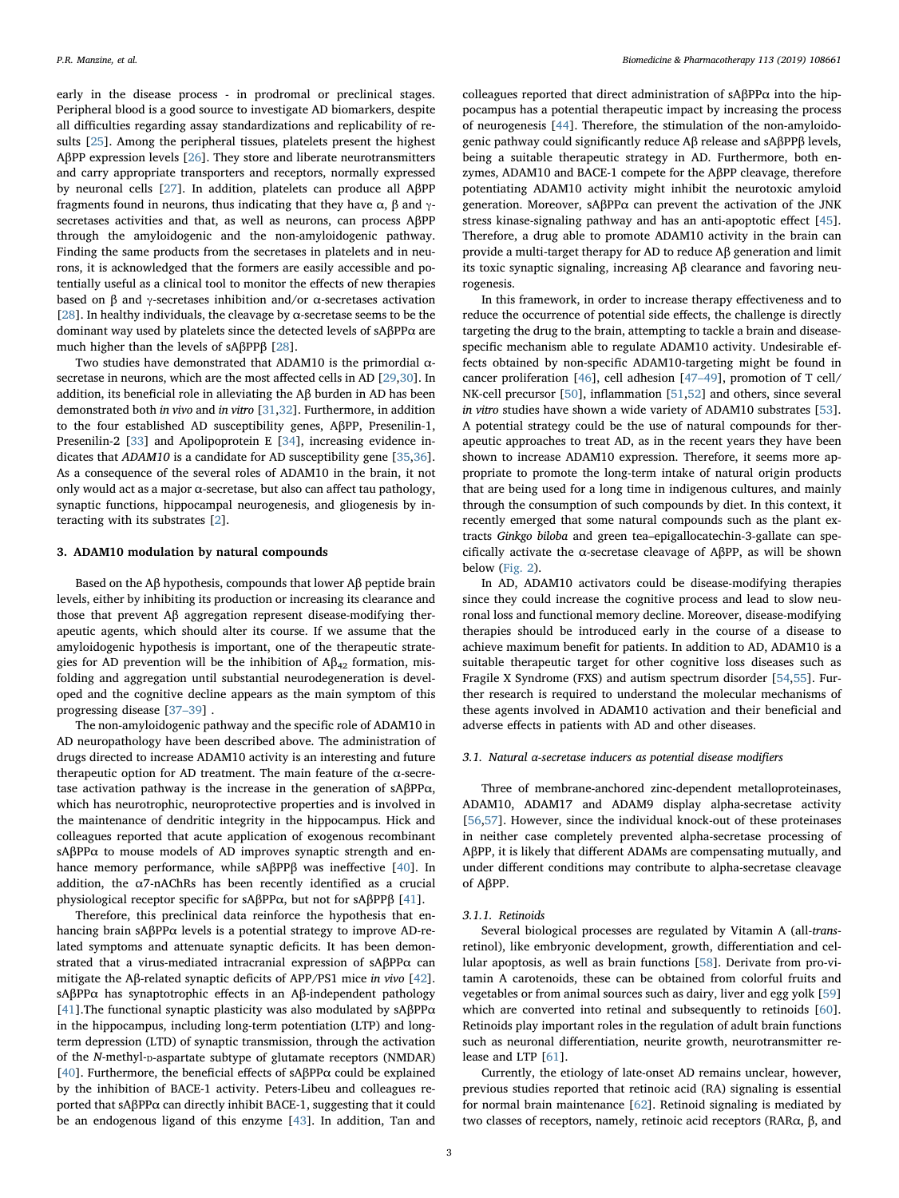early in the disease process - in prodromal or preclinical stages. Peripheral blood is a good source to investigate AD biomarkers, despite all difficulties regarding assay standardizations and replicability of results [25]. Among the peripheral tissues, platelets present the highest AβPP expression levels [26]. They store and liberate neurotransmitters and carry appropriate transporters and receptors, normally expressed by neuronal cells [27]. In addition, platelets can produce all AβPP fragments found in neurons, thus indicating that they have α, β and γ-secretases activities and that, as well as neurons, can process AβPP through the amyloidogenic and the non-amyloidogenic pathway. Finding the same products from the secretases in platelets and in neurons, it is acknowledged that the formers are easily accessible and potentially useful as a clinical tool to monitor the effects of new therapies based on β and γ-secretases inhibition and/or α-secretases activation [28]. In healthy individuals, the cleavage by α-secretase seems to be the dominant way used by platelets since the detected levels of sAβPPα are much higher than the levels of sAβPPβ [28].

Two studies have demonstrated that ADAM10 is the primordial α-secretase in neurons, which are the most affected cells in AD [29,30]. In addition, its beneficial role in alleviating the Aβ burden in AD has been demonstrated both *in vivo* and *in vitro* [31,32]. Furthermore, in addition to the four established AD susceptibility genes, AβPP, Presenilin-1, Presenilin-2 [33] and Apolipoprotein E [34], increasing evidence indicates that *ADAM10* is a candidate for AD susceptibility gene [35,36]. As a consequence of the several roles of ADAM10 in the brain, it not only would act as a major α-secretase, but also can affect tau pathology, synaptic functions, hippocampal neurogenesis, and gliogenesis by interacting with its substrates [2].

## 3. ADAM10 modulation by natural compounds

Based on the Aβ hypothesis, compounds that lower Aβ peptide brain levels, either by inhibiting its production or increasing its clearance and those that prevent Aβ aggregation represent disease-modifying therapeutic agents, which should alter its course. If we assume that the amyloidogenic hypothesis is important, one of the therapeutic strategies for AD prevention will be the inhibition of $A\beta_{42}$ formation, misfolding and aggregation until substantial neurodegeneration is developed and the cognitive decline appears as the main symptom of this progressing disease [37–39] .

The non-amyloidogenic pathway and the specific role of ADAM10 in AD neuropathology have been described above. The administration of drugs directed to increase ADAM10 activity is an interesting and future therapeutic option for AD treatment. The main feature of the α-secretase activation pathway is the increase in the generation of sAβPPα, which has neurotrophic, neuroprotective properties and is involved in the maintenance of dendritic integrity in the hippocampus. Hick and colleagues reported that acute application of exogenous recombinant sAβPPα to mouse models of AD improves synaptic strength and enhance memory performance, while sAβPPβ was ineffective [40]. In addition, the α7-nAChRs has been recently identified as a crucial physiological receptor specific for sAβPPα, but not for sAβPPβ [41].

Therefore, this preclinical data reinforce the hypothesis that enhancing brain sAβPPα levels is a potential strategy to improve AD-related symptoms and attenuate synaptic deficits. It has been demonstrated that a virus-mediated intracranial expression of sAβPPα can mitigate the Aβ-related synaptic deficits of APP/PS1 mice *in vivo* [42]. sAβPPα has synaptotrophic effects in an Aβ-independent pathology [41].The functional synaptic plasticity was also modulated by sAβPPα in the hippocampus, including long-term potentiation (LTP) and long-term depression (LTD) of synaptic transmission, through the activation of the *N*-methyl-D-aspartate subtype of glutamate receptors (NMDAR) [40]. Furthermore, the beneficial effects of sAβPPα could be explained by the inhibition of BACE-1 activity. Peters-Libeu and colleagues reported that sAβPPα can directly inhibit BACE-1, suggesting that it could be an endogenous ligand of this enzyme [43]. In addition, Tan and colleagues reported that direct administration of sAβPPα into the hippocampus has a potential therapeutic impact by increasing the process of neurogenesis [44]. Therefore, the stimulation of the non-amyloidogenic pathway could significantly reduce Aβ release and sAβPPβ levels, being a suitable therapeutic strategy in AD. Furthermore, both enzymes, ADAM10 and BACE-1 compete for the AβPP cleavage, therefore potentiating ADAM10 activity might inhibit the neurotoxic amyloid generation. Moreover, sAβPPα can prevent the activation of the JNK stress kinase-signaling pathway and has an anti-apoptotic effect [45]. Therefore, a drug able to promote ADAM10 activity in the brain can provide a multi-target therapy for AD to reduce Aβ generation and limit its toxic synaptic signaling, increasing Aβ clearance and favoring neurogenesis.

In this framework, in order to increase therapy effectiveness and to reduce the occurrence of potential side effects, the challenge is directly targeting the drug to the brain, attempting to tackle a brain and disease-specific mechanism able to regulate ADAM10 activity. Undesirable effects obtained by non-specific ADAM10-targeting might be found in cancer proliferation [46], cell adhesion [47–49], promotion of T cell/NK-cell precursor [50], inflammation [51,52] and others, since several *in vitro* studies have shown a wide variety of ADAM10 substrates [53]. A potential strategy could be the use of natural compounds for therapeutic approaches to treat AD, as in the recent years they have been shown to increase ADAM10 expression. Therefore, it seems more appropriate to promote the long-term intake of natural origin products that are being used for a long time in indigenous cultures, and mainly through the consumption of such compounds by diet. In this context, it recently emerged that some natural compounds such as the plant extracts *Ginkgo biloba* and green tea–epigallocatechin-3-gallate can specifically activate the α-secretase cleavage of AβPP, as will be shown below (Fig. 2).

In AD, ADAM10 activators could be disease-modifying therapies since they could increase the cognitive process and lead to slow neuronal loss and functional memory decline. Moreover, disease-modifying therapies should be introduced early in the course of a disease to achieve maximum benefit for patients. In addition to AD, ADAM10 is a suitable therapeutic target for other cognitive loss diseases such as Fragile X Syndrome (FXS) and autism spectrum disorder [54,55]. Further research is required to understand the molecular mechanisms of these agents involved in ADAM10 activation and their beneficial and adverse effects in patients with AD and other diseases.

### 3.1. Natural α-secretase inducers as potential disease modifiers

Three of membrane-anchored zinc-dependent metalloproteinases, ADAM10, ADAM17 and ADAM9 display alpha-secretase activity [56,57]. However, since the individual knock-out of these proteinases in neither case completely prevented alpha-secretase processing of AβPP, it is likely that different ADAMs are compensating mutually, and under different conditions may contribute to alpha-secretase cleavage of AβPP.

#### 3.1.1. Retinoids

Several biological processes are regulated by Vitamin A (all-*trans*-retinol), like embryonic development, growth, differentiation and cellular apoptosis, as well as brain functions [58]. Derivate from pro-vitamin A carotenoids, these can be obtained from colorful fruits and vegetables or from animal sources such as dairy, liver and egg yolk [59] which are converted into retinal and subsequently to retinoids [60]. Retinoids play important roles in the regulation of adult brain functions such as neuronal differentiation, neurite growth, neurotransmitter release and LTP [61].

Currently, the etiology of late-onset AD remains unclear, however, previous studies reported that retinoic acid (RA) signaling is essential for normal brain maintenance [62]. Retinoid signaling is mediated by two classes of receptors, namely, retinoic acid receptors (RARα, β, and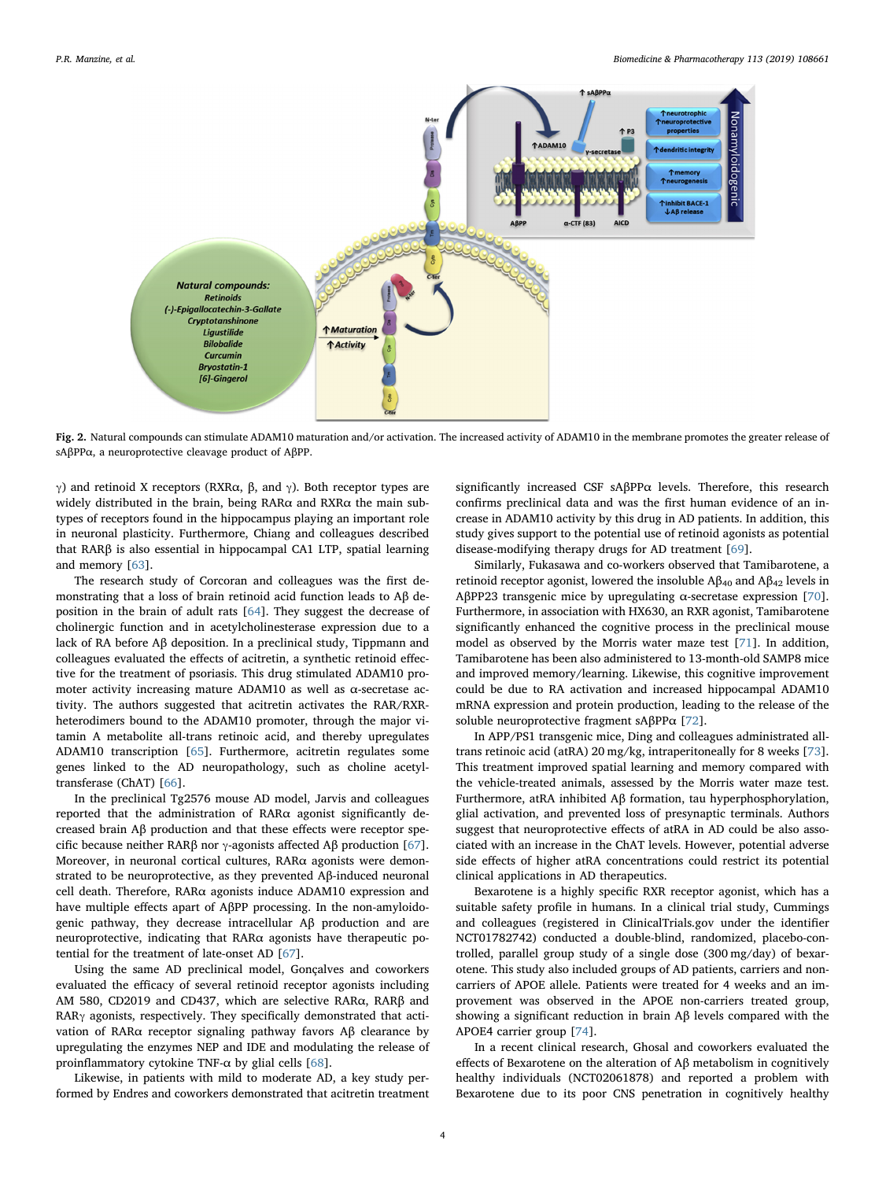Fig. 2. Natural compounds can stimulate ADAM10 maturation and/or activation. The increased activity of ADAM10 in the membrane promotes the greater release of sAβPPα, a neuroprotective cleavage product of AβPP.

γ) and retinoid X receptors (RXRα, β, and γ). Both receptor types are widely distributed in the brain, being RARα and RXRα the main subtypes of receptors found in the hippocampus playing an important role in neuronal plasticity. Furthermore, Chiang and colleagues described that RARβ is also essential in hippocampal CA1 LTP, spatial learning and memory [63].

The research study of Corcoran and colleagues was the first demonstrating that a loss of brain retinoid acid function leads to Aβ deposition in the brain of adult rats [64]. They suggest the decrease of cholinergic function and in acetylcholinesterase expression due to a lack of RA before Aβ deposition. In a preclinical study, Tippmann and colleagues evaluated the effects of acitretin, a synthetic retinoid effective for the treatment of psoriasis. This drug stimulated ADAM10 promoter activity increasing mature ADAM10 as well as α-secretase activity. The authors suggested that acitretin activates the RAR/RXR-heterodimers bound to the ADAM10 promoter, through the major vitamin A metabolite all-trans retinoic acid, and thereby upregulates ADAM10 transcription [65]. Furthermore, acitretin regulates some genes linked to the AD neuropathology, such as choline acetyltransferase (ChAT) [66].

In the preclinical Tg2576 mouse AD model, Jarvis and colleagues reported that the administration of RARα agonist significantly decreased brain Aβ production and that these effects were receptor specific because neither RARβ nor γ-agonists affected Aβ production [67]. Moreover, in neuronal cortical cultures, RARα agonists were demonstrated to be neuroprotective, as they prevented Aβ-induced neuronal cell death. Therefore, RARα agonists induce ADAM10 expression and have multiple effects apart of AβPP processing. In the non-amyloidogenic pathway, they decrease intracellular Aβ production and are neuroprotective, indicating that RARα agonists have therapeutic potential for the treatment of late-onset AD [67].

Using the same AD preclinical model, Gonçalves and coworkers evaluated the efficacy of several retinoid receptor agonists including AM 580, CD2019 and CD437, which are selective RARα, RARβ and RARγ agonists, respectively. They specifically demonstrated that activation of RARα receptor signaling pathway favors Aβ clearance by upregulating the enzymes NEP and IDE and modulating the release of proinflammatory cytokine TNF-α by glial cells [68].

Likewise, in patients with mild to moderate AD, a key study performed by Endres and coworkers demonstrated that acitretin treatment significantly increased CSF sAβPPα levels. Therefore, this research confirms preclinical data and was the first human evidence of an increase in ADAM10 activity by this drug in AD patients. In addition, this study gives support to the potential use of retinoid agonists as potential disease-modifying therapy drugs for AD treatment [69].

Similarly, Fukasawa and co-workers observed that Tamibarotene, a retinoid receptor agonist, lowered the insoluble $A\beta_{40}$ and $A\beta_{42}$ levels in AβPP23 transgenic mice by upregulating α-secretase expression [70]. Furthermore, in association with HX630, an RXR agonist, Tamibarotene significantly enhanced the cognitive process in the preclinical mouse model as observed by the Morris water maze test [71]. In addition, Tamibarotene has also been administered to 13-month-old SAMP8 mice and improved memory/learning. Likewise, this cognitive improvement could be due to RA activation and increased hippocampal ADAM10 mRNA expression and protein production, leading to the release of the soluble neuroprotective fragment sAβPPα [72].

In APP/PS1 transgenic mice, Ding and colleagues administrated all-trans retinoic acid (atRA) 20 mg/kg, intraperitoneally for 8 weeks [73]. This treatment improved spatial learning and memory compared with the vehicle-treated animals, assessed by the Morris water maze test. Furthermore, atRA inhibited Aβ formation, tau hyperphosphorylation, glial activation, and prevented loss of presynaptic terminals. Authors suggest that neuroprotective effects of atRA in AD could be also associated with an increase in the ChAT levels. However, potential adverse side effects of higher atRA concentrations could restrict its potential clinical applications in AD therapeutics.

Bexarotene is a highly specific RXR receptor agonist, which has a suitable safety profile in humans. In a clinical trial study, Cummings and colleagues (registered in ClinicalTrials.gov under the identifier NCT01782742) conducted a double-blind, randomized, placebo-controlled, parallel group study of a single dose (300 mg/day) of bexarotene. This study also included groups of AD patients, carriers and non-carriers of APOE allele. Patients were treated for 4 weeks and an improvement was observed in the APOE non-carriers treated group, showing a significant reduction in brain Aβ levels compared with the APOE4 carrier group [74].

In a recent clinical research, Ghosal and coworkers evaluated the effects of Bexarotene on the alteration of Aβ metabolism in cognitively healthy individuals (NCT02061878) and reported a problem with Bexarotene due to its poor CNS penetration in cognitively healthy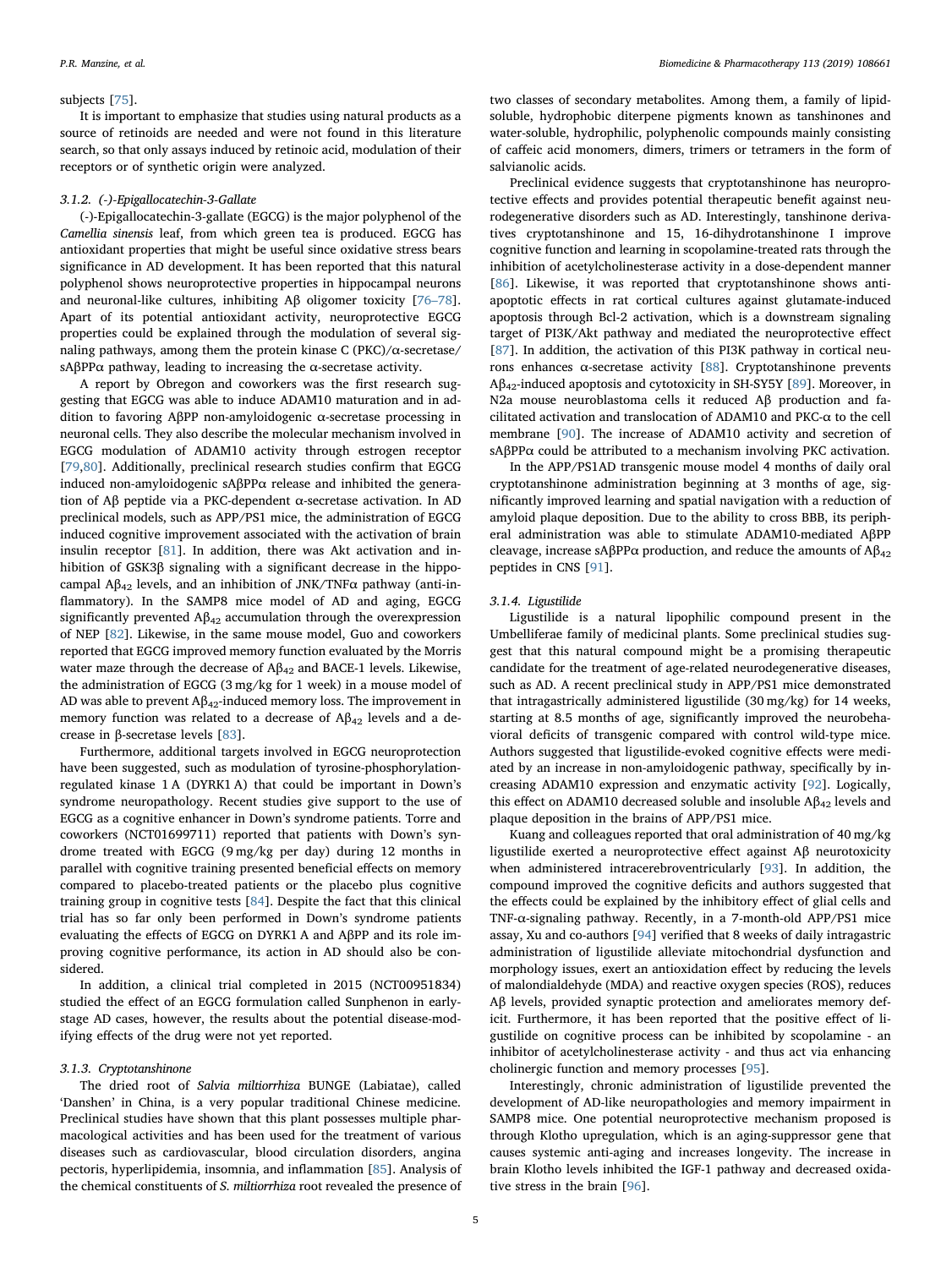subjects [75].

It is important to emphasize that studies using natural products as a source of retinoids are needed and were not found in this literature search, so that only assays induced by retinoic acid, modulation of their receptors or of synthetic origin were analyzed.

### 3.1.2. (-)-Epigallocatechin-3-Gallate

(-)-Epigallocatechin-3-gallate (EGCG) is the major polyphenol of the *Camellia sinensis* leaf, from which green tea is produced. EGCG has antioxidant properties that might be useful since oxidative stress bears significance in AD development. It has been reported that this natural polyphenol shows neuroprotective properties in hippocampal neurons and neuronal-like cultures, inhibiting Aβ oligomer toxicity [76–78]. Apart of its potential antioxidant activity, neuroprotective EGCG properties could be explained through the modulation of several signaling pathways, among them the protein kinase C (PKC)/α-secretase/sAβPPα pathway, leading to increasing the α-secretase activity.

A report by Obregon and coworkers was the first research suggesting that EGCG was able to induce ADAM10 maturation and in addition to favoring AβPP non-amyloidogenic α-secretase processing in neuronal cells. They also describe the molecular mechanism involved in EGCG modulation of ADAM10 activity through estrogen receptor [79,80]. Additionally, preclinical research studies confirm that EGCG induced non-amyloidogenic sAβPPα release and inhibited the generation of Aβ peptide via a PKC-dependent α-secretase activation. In AD preclinical models, such as APP/PS1 mice, the administration of EGCG induced cognitive improvement associated with the activation of brain insulin receptor [81]. In addition, there was Akt activation and inhibition of GSK3β signaling with a significant decrease in the hippocampal $A\beta_{42}$ levels, and an inhibition of JNK/TNFα pathway (anti-inflammatory). In the SAMP8 mice model of AD and aging, EGCG significantly prevented $A\beta_{42}$ accumulation through the overexpression of NEP [82]. Likewise, in the same mouse model, Guo and coworkers reported that EGCG improved memory function evaluated by the Morris water maze through the decrease of $A\beta_{42}$ and BACE-1 levels. Likewise, the administration of EGCG (3 mg/kg for 1 week) in a mouse model of AD was able to prevent $A\beta_{42}$-induced memory loss. The improvement in memory function was related to a decrease of $A\beta_{42}$ levels and a decrease in β-secretase levels [83].

Furthermore, additional targets involved in EGCG neuroprotection have been suggested, such as modulation of tyrosine-phosphorylation-regulated kinase 1 A (DYRK1 A) that could be important in Down's syndrome neuropathology. Recent studies give support to the use of EGCG as a cognitive enhancer in Down's syndrome patients. Torre and coworkers (NCT01699711) reported that patients with Down's syndrome treated with EGCG (9 mg/kg per day) during 12 months in parallel with cognitive training presented beneficial effects on memory compared to placebo-treated patients or the placebo plus cognitive training group in cognitive tests [84]. Despite the fact that this clinical trial has so far only been performed in Down's syndrome patients evaluating the effects of EGCG on DYRK1 A and AβPP and its role improving cognitive performance, its action in AD should also be considered.

In addition, a clinical trial completed in 2015 (NCT00951834) studied the effect of an EGCG formulation called Sunphenon in early-stage AD cases, however, the results about the potential disease-modifying effects of the drug were not yet reported.

### 3.1.3. Cryptotanshinone

The dried root of *Salvia miltiorrhiza* BUNGE (Labiatae), called 'Danshen' in China, is a very popular traditional Chinese medicine. Preclinical studies have shown that this plant possesses multiple pharmacological activities and has been used for the treatment of various diseases such as cardiovascular, blood circulation disorders, angina pectoris, hyperlipidemia, insomnia, and inflammation [85]. Analysis of the chemical constituents of *S. miltiorrhiza* root revealed the presence of two classes of secondary metabolites. Among them, a family of lipid-soluble, hydrophobic diterpene pigments known as tanshinones and water-soluble, hydrophilic, polyphenolic compounds mainly consisting of caffeic acid monomers, dimers, trimers or tetramers in the form of salvianolic acids.

Preclinical evidence suggests that cryptotanshinone has neuroprotective effects and provides potential therapeutic benefit against neurodegenerative disorders such as AD. Interestingly, tanshinone derivatives cryptotanshinone and 15, 16-dihydrotanshinone I improve cognitive function and learning in scopolamine-treated rats through the inhibition of acetylcholinesterase activity in a dose-dependent manner [86]. Likewise, it was reported that cryptotanshinone shows anti-apoptotic effects in rat cortical cultures against glutamate-induced apoptosis through Bcl-2 activation, which is a downstream signaling target of PI3K/Akt pathway and mediated the neuroprotective effect [87]. In addition, the activation of this PI3K pathway in cortical neurons enhances α-secretase activity [88]. Cryptotanshinone prevents $A\beta_{42}$-induced apoptosis and cytotoxicity in SH-SY5Y [89]. Moreover, in N2a mouse neuroblastoma cells it reduced Aβ production and facilitated activation and translocation of ADAM10 and PKC-α to the cell membrane [90]. The increase of ADAM10 activity and secretion of sAβPPα could be attributed to a mechanism involving PKC activation.

In the APP/PS1AD transgenic mouse model 4 months of daily oral cryptotanshinone administration beginning at 3 months of age, significantly improved learning and spatial navigation with a reduction of amyloid plaque deposition. Due to the ability to cross BBB, its peripheral administration was able to stimulate ADAM10-mediated AβPP cleavage, increase sAβPPα production, and reduce the amounts of $A\beta_{42}$ peptides in CNS [91].

### 3.1.4. Ligustilide

Ligustilide is a natural lipophilic compound present in the Umbelliferae family of medicinal plants. Some preclinical studies suggest that this natural compound might be a promising therapeutic candidate for the treatment of age-related neurodegenerative diseases, such as AD. A recent preclinical study in APP/PS1 mice demonstrated that intragastrically administered ligustilide (30 mg/kg) for 14 weeks, starting at 8.5 months of age, significantly improved the neurobehavioral deficits of transgenic compared with control wild-type mice. Authors suggested that ligustilide-evoked cognitive effects were mediated by an increase in non-amyloidogenic pathway, specifically by increasing ADAM10 expression and enzymatic activity [92]. Logically, this effect on ADAM10 decreased soluble and insoluble $A\beta_{42}$ levels and plaque deposition in the brains of APP/PS1 mice.

Kuang and colleagues reported that oral administration of 40 mg/kg ligustilide exerted a neuroprotective effect against Aβ neurotoxicity when administered intracerebroventricularly [93]. In addition, the compound improved the cognitive deficits and authors suggested that the effects could be explained by the inhibitory effect of glial cells and TNF-α-signaling pathway. Recently, in a 7-month-old APP/PS1 mice assay, Xu and co-authors [94] verified that 8 weeks of daily intragastric administration of ligustilide alleviate mitochondrial dysfunction and morphology issues, exert an antioxidation effect by reducing the levels of malondialdehyde (MDA) and reactive oxygen species (ROS), reduces Aβ levels, provided synaptic protection and ameliorates memory deficit. Furthermore, it has been reported that the positive effect of ligustilide on cognitive process can be inhibited by scopolamine - an inhibitor of acetylcholinesterase activity - and thus act via enhancing cholinergic function and memory processes [95].

Interestingly, chronic administration of ligustilide prevented the development of AD-like neuropathologies and memory impairment in SAMP8 mice. One potential neuroprotective mechanism proposed is through Klotho upregulation, which is an aging-suppressor gene that causes systemic anti-aging and increases longevity. The increase in brain Klotho levels inhibited the IGF-1 pathway and decreased oxidative stress in the brain [96].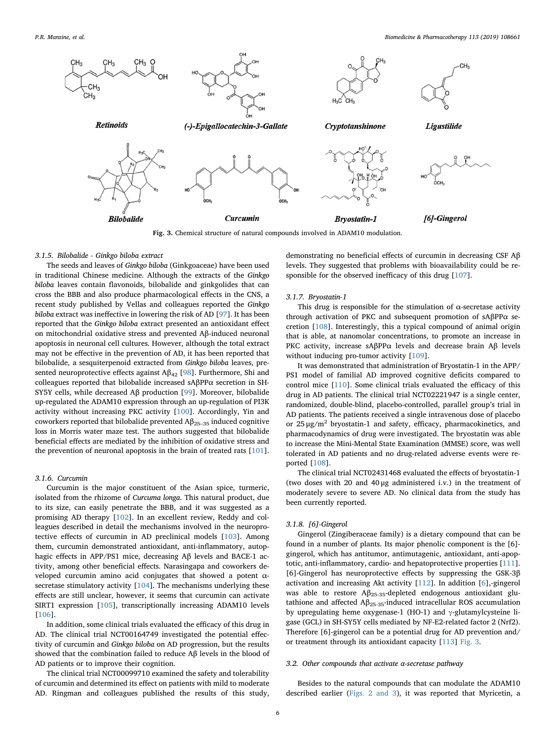Fig. 3. Chemical structure of natural compounds involved in ADAM10 modulation.

### 3.1.5. Bilobalide - *Ginkgo biloba* extract

The seeds and leaves of *Ginkgo biloba* (Ginkgoaceae) have been used in traditional Chinese medicine. Although the extracts of the *Ginkgo biloba* leaves contain flavonoids, bilobalide and ginkgolides that can cross the BBB and also produce pharmacological effects in the CNS, a recent study published by Vellas and colleagues reported the *Ginkgo biloba* extract was ineffective in lowering the risk of AD [97]. It has been reported that the *Ginkgo biloba* extract presented an antioxidant effect on mitochondrial oxidative stress and prevented Aβ-induced neuronal apoptosis in neuronal cell cultures. However, although the total extract may not be effective in the prevention of AD, it has been reported that bilobalide, a sesquiterpenoid extracted from *Ginkgo biloba* leaves, presented neuroprotective effects against $A\beta_{42}$ [98]. Furthermore, Shi and colleagues reported that bilobalide increased sAβPPα secretion in SH-SY5Y cells, while decreased Aβ production [99]. Moreover, bilobalide up-regulated the ADAM10 expression through an up-regulation of PI3K activity without increasing PKC activity [100]. Accordingly, Yin and coworkers reported that bilobalide prevented $A\beta_{25-35}$ induced cognitive loss in Morris water maze test. The authors suggested that bilobalide beneficial effects are mediated by the inhibition of oxidative stress and the prevention of neuronal apoptosis in the brain of treated rats [101].

### 3.1.6. Curcumin

Curcumin is the major constituent of the Asian spice, turmeric, isolated from the rhizome of *Curcuma longa*. This natural product, due to its size, can easily penetrate the BBB, and it was suggested as a promising AD therapy [102]. In an excellent review, Reddy and colleagues described in detail the mechanisms involved in the neuroprotective effects of curcumin in AD preclinical models [103]. Among them, curcumin demonstrated antioxidant, anti-inflammatory, autophagic effects in APP/PS1 mice, decreasing Aβ levels and BACE-1 activity, among other beneficial effects. Narasingapa and coworkers developed curcumin amino acid conjugates that showed a potent α-secretase stimulatory activity [104]. The mechanisms underlying these effects are still unclear, however, it seems that curcumin can activate SIRT1 expression [105], transcriptionally increasing ADAM10 levels [106].

In addition, some clinical trials evaluated the efficacy of this drug in AD. The clinical trial NCT00164749 investigated the potential effectivity of curcumin and *Ginkgo biloba* on AD progression, but the results showed that the combination failed to reduce Aβ levels in the blood of AD patients or to improve their cognition.

The clinical trial NCT00099710 examined the safety and tolerability of curcumin and determined its effect on patients with mild to moderate AD. Ringman and colleagues published the results of this study, demonstrating no beneficial effects of curcumin in decreasing CSF Aβ levels. They suggested that problems with bioavailability could be responsible for the observed inefficacy of this drug [107].

### 3.1.7. Bryostatin-1

This drug is responsible for the stimulation of α-secretase activity through activation of PKC and subsequent promotion of sAβPPα secretion [108]. Interestingly, this a typical compound of animal origin that is able, at nanomolar concentrations, to promote an increase in PKC activity, increase sAβPPα levels and decrease brain Aβ levels without inducing pro-tumor activity [109].

It was demonstrated that administration of Bryostatin-1 in the APP/PS1 model of familial AD improved cognitive deficits compared to control mice [110]. Some clinical trials evaluated the efficacy of this drug in AD patients. The clinical trial NCT02221947 is a single center, randomized, double-blind, placebo-controlled, parallel group's trial in AD patients. The patients received a single intravenous dose of placebo or 25 μg/m$^2$ bryostatin-1 and safety, efficacy, pharmacokinetics, and pharmacodynamics of drug were investigated. The bryostatin was able to increase the Mini-Mental State Examination (MMSE) score, was well tolerated in AD patients and no drug-related adverse events were reported [108].

The clinical trial NCT02431468 evaluated the effects of bryostatin-1 (two doses with 20 and 40 μg administered i.v.) in the treatment of moderately severe to severe AD. No clinical data from the study has been currently reported.

### 3.1.8. [6]-Gingerol

Gingerol (Zingiberaceae family) is a dietary compound that can be found in a number of plants. Its major phenolic component is the [6]-gingerol, which has antitumor, antimutagenic, antioxidant, anti-apoptotic, anti-inflammatory, cardio- and hepatoprotective properties [111]. [6]-Gingerol has neuroprotective effects by suppressing the GSK-3β activation and increasing Akt activity [112]. In addition [6],-gingerol was able to restore $A\beta_{25-35}$-depleted endogenous antioxidant glutathione and affected $A\beta_{25-35}$-induced intracellular ROS accumulation by upregulating heme oxygenase-1 (HO-1) and γ-glutamylcysteine ligase (GCL) in SH-SY5Y cells mediated by NF-E2-related factor 2 (Nrf2). Therefore [6]-gingerol can be a potential drug for AD prevention and/or treatment through its antioxidant capacity [113] Fig. 3.

## 3.2. Other compounds that activate α-secretase pathway

Besides to the natural compounds that can modulate the ADAM10 described earlier (Figs. 2 and 3), it was reported that Myricetin, a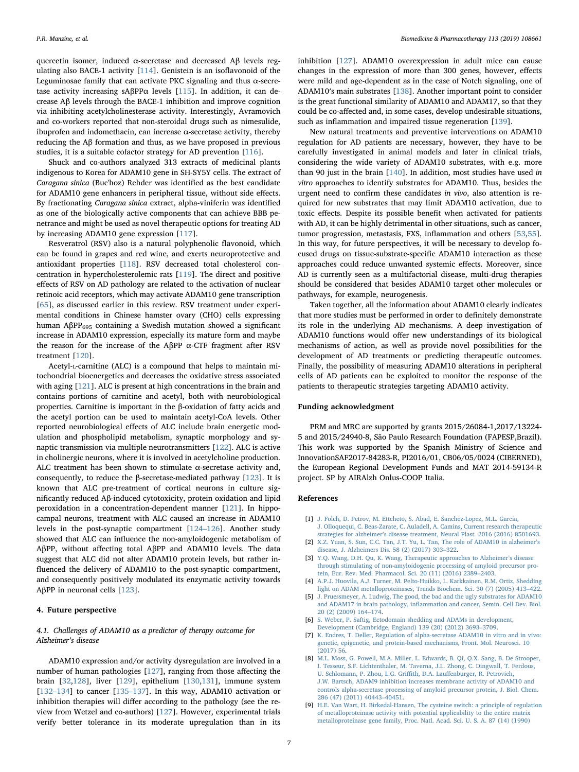quercetin isomer, induced α-secretase and decreased Aβ levels regulating also BACE-1 activity [114]. Genistein is an isoflavonoid of the Leguminosae family that can activate PKC signaling and thus α-secretase activity increasing sAβPPα levels [115]. In addition, it can decrease Aβ levels through the BACE-1 inhibition and improve cognition via inhibiting acetylcholinesterase activity. Interestingly, Avramovich and co-workers reported that non-steroidal drugs such as nimesulide, ibuprofen and indomethacin, can increase α-secretase activity, thereby reducing the Aβ formation and thus, as we have proposed in previous studies, it is a suitable cofactor strategy for AD prevention [116].

Shuck and co-authors analyzed 313 extracts of medicinal plants indigenous to Korea for ADAM10 gene in SH-SY5Y cells. The extract of *Caragana sinica* (Buc'hoz) Rehder was identified as the best candidate for ADAM10 gene enhancers in peripheral tissue, without side effects. By fractionating *Caragana sinica* extract, alpha-viniferin was identified as one of the biologically active components that can achieve BBB penetrance and might be used as novel therapeutic options for treating AD by increasing ADAM10 gene expression [117].

Resveratrol (RSV) also is a natural polyphenolic flavonoid, which can be found in grapes and red wine, and exerts neuroprotective and antioxidant properties [118]. RSV decreased total cholesterol concentration in hypercholesterolemic rats [119]. The direct and positive effects of RSV on AD pathology are related to the activation of nuclear retinoic acid receptors, which may activate ADAM10 gene transcription [65], as discussed earlier in this review. RSV treatment under experimental conditions in Chinese hamster ovary (CHO) cells expressing human $A\beta PP_{695}$ containing a Swedish mutation showed a significant increase in ADAM10 expression, especially its mature form and maybe the reason for the increase of the AβPP α-CTF fragment after RSV treatment [120].

Acetyl-L-carnitine (ALC) is a compound that helps to maintain mitochondrial bioenergetics and decreases the oxidative stress associated with aging [121]. ALC is present at high concentrations in the brain and contains portions of carnitine and acetyl, both with neurobiological properties. Carnitine is important in the β-oxidation of fatty acids and the acetyl portion can be used to maintain acetyl-CoA levels. Other reported neurobiological effects of ALC include brain energetic modulation and phospholipid metabolism, synaptic morphology and synaptic transmission via multiple neurotransmitters [122]. ALC is active in cholinergic neurons, where it is involved in acetylcholine production. ALC treatment has been shown to stimulate α-secretase activity and, consequently, to reduce the β-secretase-mediated pathway [123]. It is known that ALC pre-treatment of cortical neurons in culture significantly reduced Aβ-induced cytotoxicity, protein oxidation and lipid peroxidation in a concentration-dependent manner [121]. In hippocampal neurons, treatment with ALC caused an increase in ADAM10 levels in the post-synaptic compartment [124–126]. Another study showed that ALC can influence the non-amyloidogenic metabolism of AβPP, without affecting total AβPP and ADAM10 levels. The data suggest that ALC did not alter ADAM10 protein levels, but rather influenced the delivery of ADAM10 to the post-synaptic compartment, and consequently positively modulated its enzymatic activity towards AβPP in neuronal cells [123].

## 4. Future perspective

### 4.1. Challenges of ADAM10 as a predictor of therapy outcome for Alzheimer's disease

ADAM10 expression and/or activity dysregulation are involved in a number of human pathologies [127], ranging from those affecting the brain [32,128], liver [129], epithelium [130,131], immune system [132–134] to cancer [135–137]. In this way, ADAM10 activation or inhibition therapies will differ according to the pathology (see the review from Wetzel and co-authors) [127]. However, experimental trials verify better tolerance in its moderate upregulation than in its inhibition [127]. ADAM10 overexpression in adult mice can cause changes in the expression of more than 300 genes, however, effects were mild and age-dependent as in the case of Notch signaling, one of ADAM10's main substrates [138]. Another important point to consider is the great functional similarity of ADAM10 and ADAM17, so that they could be co-affected and, in some cases, develop undesirable situations, such as inflammation and impaired tissue regeneration [139].

New natural treatments and preventive interventions on ADAM10 regulation for AD patients are necessary, however, they have to be carefully investigated in animal models and later in clinical trials, considering the wide variety of ADAM10 substrates, with e.g. more than 90 just in the brain [140]. In addition, most studies have used *in vitro* approaches to identify substrates for ADAM10. Thus, besides the urgent need to confirm these candidates *in vivo*, also attention is required for new substrates that may limit ADAM10 activation, due to toxic effects. Despite its possible benefit when activated for patients with AD, it can be highly detrimental in other situations, such as cancer, tumor progression, metastasis, FXS, inflammation and others [53,55]. In this way, for future perspectives, it will be necessary to develop focused drugs on tissue-substrate-specific ADAM10 interaction as these approaches could reduce unwanted systemic effects. Moreover, since AD is currently seen as a multifactorial disease, multi-drug therapies should be considered that besides ADAM10 target other molecules or pathways, for example, neurogenesis.

Taken together, all the information about ADAM10 clearly indicates that more studies must be performed in order to definitely demonstrate its role in the underlying AD mechanisms. A deep investigation of ADAM10 functions would offer new understandings of its biological mechanisms of action, as well as provide novel possibilities for the development of AD treatments or predicting therapeutic outcomes. Finally, the possibility of measuring ADAM10 alterations in peripheral cells of AD patients can be exploited to monitor the response of the patients to therapeutic strategies targeting ADAM10 activity.

## Funding acknowledgment

PRM and MRC are supported by grants 2015/26084-1,2017/13224-5 and 2015/24940-8, São Paulo Research Foundation (FAPESP,Brazil). This work was supported by the Spanish Ministry of Science and InnovationSAF2017-84283-R, PI2016/01, CB06/05/0024 (CIBERNED), the European Regional Development Funds and MAT 2014-59134-R project. SP by AIRAlzh Onlus-COOP Italia.

## References

[1] J. Folch, D. Petrov, M. Ettcheto, S. Abad, E. Sanchez-Lopez, M.L. Garcia, J. Olloquequi, C. Beas-Zarate, C. Auladell, A. Camins, Current research therapeutic strategies for alzheimer's disease treatment, Neural Plast. 2016 (2016) 8501693.

[2] X.Z. Yuan, S. Sun, C.C. Tan, J.T. Yu, L. Tan, The role of ADAM10 in alzheimer's disease, J. Alzheimers Dis. 58 (2) (2017) 303–322.

[3] Y.Q. Wang, D.H. Qu, K. Wang, Therapeutic approaches to Alzheimer's disease through stimulating of non-amyloidogenic processing of amyloid precursor protein, Eur. Rev. Med. Pharmacol. Sci. 20 (11) (2016) 2389–2403.

[4] A.P.J. Huovila, A.J. Turner, M. Pelto-Huikko, L. Karkkainen, R.M. Ortiz, Shedding light on ADAM metalloproteinases, Trends Biochem. Sci. 30 (7) (2005) 413–422.

[5] J. Pruessmeyer, A. Ludwig, The good, the bad and the ugly substrates for ADAM10 and ADAM17 in brain pathology, inflammation and cancer, Semin. Cell Dev. Biol. 20 (2) (2009) 164–174.

[6] S. Weber, P. Saftig, Ectodomain shedding and ADAMs in development, Development (Cambridge, England) 139 (20) (2012) 3693–3709.

[7] K. Endres, T. Deller, Regulation of alpha-secretase ADAM10 in vitro and in vivo: genetic, epigenetic, and protein-based mechanisms, Front. Mol. Neurosci. 10 (2017) 56.

[8] M.L. Moss, G. Powell, M.A. Miller, L. Edwards, B. Qi, Q.X. Sang, B. De Strooper, I. Tesseur, S.F. Lichtenthaler, M. Taverna, J.L. Zhong, C. Dingwall, T. Ferdous, U. Schlomann, P. Zhou, L.G. Griffith, D.A. Lauffenburger, R. Petrovich, J.W. Bartsch, ADAM9 inhibition increases membrane activity of ADAM10 and controls alpha-secretase processing of amyloid precursor protein, J. Biol. Chem. 286 (47) (2011) 40443–40451.

[9] H.E. Van Wart, H. Birkedal-Hansen, The cysteine switch: a principle of regulation of metalloproteinase activity with potential applicability to the entire matrix metalloproteinase gene family, Proc. Natl. Acad. Sci. U. S. A. 87 (14) (1990)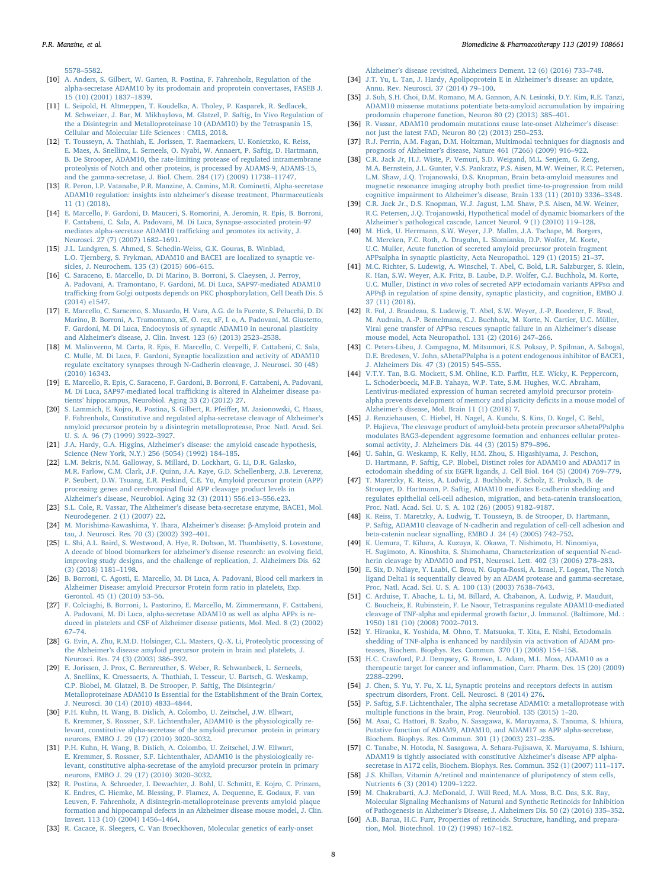5578–5582.

[10] A. Anders, S. Gilbert, W. Garten, R. Postina, F. Fahrenholz, Regulation of the alpha-secretase ADAM10 by its prodomain and proprotein convertases, FASEB J. 15 (10) (2001) 1837–1839.

[11] L. Seipold, H. Altmeppen, T. Koudelka, A. Tholey, P. Kasparek, R. Sedlacek, M. Schweizer, J. Bar, M. Mikhaylova, M. Glatzel, P. Saftig, In Vivo Regulation of the a Disintegrin and Metalloproteinase 10 (ADAM10) by the Tetraspanin 15, Cellular and Molecular Life Sciences : CMLS, 2018.

[12] T. Tousseyn, A. Thathiah, E. Jorissen, T. Raemaekers, U. Konietzko, K. Reiss, E. Maes, A. Snellinx, L. Serneels, O. Nyabi, W. Annaert, P. Saftig, D. Hartmann, B. De Strooper, ADAM10, the rate-limiting protease of regulated intramembrane proteolysis of Notch and other proteins, is processed by ADAMS-9, ADAMS-15, and the gamma-secretase, J. Biol. Chem. 284 (17) (2009) 11738–11747.

[13] R. Peron, I.P. Vatanabe, P.R. Manzine, A. Camins, M.R. Cominetti, Alpha-secretase ADAM10 regulation: insights into alzheimer's disease treatment, Pharmaceuticals 11 (1) (2018).

[14] E. Marcello, F. Gardoni, D. Mauceri, S. Romorini, A. Jeromin, R. Epis, B. Borroni, F. Cattabeni, C. Sala, A. Padovani, M. Di Luca, Synapse-associated protein-97 mediates alpha-secretase ADAM10 trafficking and promotes its activity, J. Neurosci. 27 (7) (2007) 1682–1691.

[15] J.L. Lundgren, S. Ahmed, S. Schedin-Weiss, G.K. Gouras, B. Winblad, L.O. Tjernberg, S. Frykman, ADAM10 and BACE1 are localized to synaptic vesicles, J. Neurochem. 135 (3) (2015) 606–615.

[16] C. Saraceno, E. Marcello, D. Di Marino, B. Borroni, S. Claeysen, J. Perroy, A. Padovani, A. Tramontano, F. Gardoni, M. Di Luca, SAP97-mediated ADAM10 trafficking from Golgi outposts depends on PKC phosphorylation, Cell Death Dis. 5 (2014) e1547.

[17] E. Marcello, C. Saraceno, S. Musardo, H. Vara, A.G. de la Fuente, S. Pelucchi, D. Di Marino, B. Borroni, A. Tramontano, xE, O. rez, xF, I. o, A. Padovani, M. Giustetto, F. Gardoni, M. Di Luca, Endocytosis of synaptic ADAM10 in neuronal plasticity and Alzheimer's disease, J. Clin. Invest. 123 (6) (2013) 2523–2538.

[18] M. Malinverno, M. Carta, R. Epis, E. Marcello, C. Verpelli, F. Cattabeni, C. Sala, C. Mulle, M. Di Luca, F. Gardoni, Synaptic localization and activity of ADAM10 regulate excitatory synapses through N-Cadherin cleavage, J. Neurosci. 30 (48) (2010) 16343.

[19] E. Marcello, R. Epis, C. Saraceno, F. Gardoni, B. Borroni, F. Cattabeni, A. Padovani, M. Di Luca, SAP97-mediated local trafficking is altered in Alzheimer disease patients' hippocampus, Neurobiol. Aging 33 (2) (2012) 27.

[20] S. Lammich, E. Kojro, R. Postina, S. Gilbert, R. Pfeiffer, M. Jasionowski, C. Haass, F. Fahrenholz, Constitutive and regulated alpha-secretase cleavage of Alzheimer's amyloid precursor protein by a disintegrin metalloprotease, Proc. Natl. Acad. Sci. U. S. A. 96 (7) (1999) 3922–3927.

[21] J.A. Hardy, G.A. Higgins, Alzheimer's disease: the amyloid cascade hypothesis, Science (New York, N.Y.) 256 (5054) (1992) 184–185.

[22] L.M. Bekris, N.M. Galloway, S. Millard, D. Lockhart, G. Li, D.R. Galasko, M.R. Farlow, C.M. Clark, J.F. Quinn, J.A. Kaye, G.D. Schellenberg, J.B. Leverenz, P. Seubert, D.W. Tsuang, E.R. Peskind, C.E. Yu, Amyloid precursor protein (APP) processing genes and cerebrospinal fluid APP cleavage product levels in Alzheimer's disease, Neurobiol. Aging 32 (3) (2011) 556.e13–556.e23.

[23] S.L. Cole, R. Vassar, The Alzheimer's disease beta-secretase enzyme, BACE1, Mol. Neurodegener. 2 (1) (2007) 22.

[24] M. Morishima-Kawashima, Y. Ihara, Alzheimer's disease: β-Amyloid protein and tau, J. Neurosci. Res. 70 (3) (2002) 392–401.

[25] L. Shi, A.L. Baird, S. Westwood, A. Hye, R. Dobson, M. Thambisetty, S. Lovestone, A decade of blood biomarkers for alzheimer's disease research: an evolving field, improving study designs, and the challenge of replication, J. Alzheimers Dis. 62 (3) (2018) 1181–1198.

[26] B. Borroni, C. Agosti, E. Marcello, M. Di Luca, A. Padovani, Blood cell markers in Alzheimer Disease: amyloid Precursor Protein form ratio in platelets, Exp. Gerontol. 45 (1) (2010) 53–56.

[27] F. Colciaghi, B. Borroni, L. Pastorino, E. Marcello, M. Zimmermann, F. Cattabeni, A. Padovani, M. Di Luca, alpha-secretase ADAM10 as well as alpha APPs is reduced in platelets and CSF of Alzheimer disease patients, Mol. Med. 8 (2) (2002) 67–74.

[28] G. Evin, A. Zhu, R.M.D. Holsinger, C.L. Masters, Q.-X. Li, Proteolytic processing of the Alzheimer's disease amyloid precursor protein in brain and platelets, J. Neurosci. Res. 74 (3) (2003) 386–392.

[29] E. Jorissen, J. Prox, C. Bernreuther, S. Weber, R. Schwanbeck, L. Serneels, A. Snellinx, K. Craessaerts, A. Thathiah, I. Tesseur, U. Bartsch, G. Weskamp, C.P. Blobel, M. Glatzel, B. De Strooper, P. Saftig, The Disintegrin/Metalloproteinase ADAM10 Is Essential for the Establishment of the Brain Cortex, J. Neurosci. 30 (14) (2010) 4833–4844.

[30] P.H. Kuhn, H. Wang, B. Dislich, A. Colombo, U. Zeitschel, J.W. Ellwart, E. Kremmer, S. Rossner, S.F. Lichtenthaler, ADAM10 is the physiologically relevant, constitutive alpha-secretase of the amyloid precursor protein in primary neurons, EMBO J. 29 (17) (2010) 3020–3032.

[31] P.H. Kuhn, H. Wang, B. Dislich, A. Colombo, U. Zeitschel, J.W. Ellwart, E. Kremmer, S. Rossner, S.F. Lichtenthaler, ADAM10 is the physiologically relevant, constitutive alpha-secretase of the amyloid precursor protein in primary neurons, EMBO J. 29 (17) (2010) 3020–3032.

[32] R. Postina, A. Schroeder, I. Dewachter, J. Bohl, U. Schmitt, E. Kojro, C. Prinzen, K. Endres, C. Hiemke, M. Blessing, P. Flamez, A. Dequenne, E. Godaux, F. van Leuven, F. Fahrenholz, A disintegrin-metalloproteinase prevents amyloid plaque formation and hippocampal defects in an Alzheimer disease mouse model, J. Clin. Invest. 113 (10) (2004) 1456–1464.

[33] R. Cacace, K. Sleegers, C. Van Broeckhoven, Molecular genetics of early-onset Alzheimer's disease revisited, Alzheimers Dement. 12 (6) (2016) 733–748.

[34] J.T. Yu, L. Tan, J. Hardy, Apolipoprotein E in Alzheimer's disease: an update, Annu. Rev. Neurosci. 37 (2014) 79–100.

[35] J. Suh, S.H. Choi, D.M. Romano, M.A. Gannon, A.N. Lesinski, D.Y. Kim, R.E. Tanzi, ADAM10 missense mutations potentiate beta-amyloid accumulation by impairing prodomain chaperone function, Neuron 80 (2) (2013) 385–401.

[36] R. Vassar, ADAM10 prodomain mutations cause late-onset Alzheimer's disease: not just the latest FAD, Neuron 80 (2) (2013) 250–253.

[37] R.J. Perrin, A.M. Fagan, D.M. Holtzman, Multimodal techniques for diagnosis and prognosis of Alzheimer's disease, Nature 461 (7266) (2009) 916–922.

[38] C.R. Jack Jr, H.J. Wiste, P. Vemuri, S.D. Weigand, M.L. Senjem, G. Zeng, M.A. Bernstein, J.L. Gunter, V.S. Pankratz, P.S. Aisen, M.W. Weiner, R.C. Petersen, L.M. Shaw, J.Q. Trojanowski, D.S. Knopman, Brain beta-amyloid measures and magnetic resonance imaging atrophy both predict time-to-progression from mild cognitive impairment to Alzheimer's disease, Brain 133 (11) (2010) 3336–3348.

[39] C.R. Jack Jr., D.S. Knopman, W.J. Jagust, L.M. Shaw, P.S. Aisen, M.W. Weiner, R.C. Petersen, J.Q. Trojanowski, Hypothetical model of dynamic biomarkers of the Alzheimer's pathological cascade, Lancet Neurol. 9 (1) (2010) 119–128.

[40] M. Hick, U. Herrmann, S.W. Weyer, J.P. Mallm, J.A. Tschape, M. Borgers, M. Mercken, F.C. Roth, A. Draguhn, L. Slomianka, D.P. Wolfer, M. Korte, U.C. Muller, Acute function of secreted amyloid precursor protein fragment APPsalpha in synaptic plasticity, Acta Neuropathol. 129 (1) (2015) 21–37.

[41] M.C. Richter, S. Ludewig, A. Winschel, T. Abel, C. Bold, L.R. Salzburger, S. Klein, K. Han, S.W. Weyer, A.K. Fritz, B. Laube, D.P. Wolfer, C.J. Buchholz, M. Korte, U.C. Müller, Distinct *in vivo* roles of secreted APP ectodomain variants APPsα and APPsβ in regulation of spine density, synaptic plasticity, and cognition, EMBO J. 37 (11) (2018).

[42] R. Fol, J. Braudeau, S. Ludewig, T. Abel, S.W. Weyer, J.-P. Roederer, F. Brod, M. Audrain, A.-P. Bemelmans, C.J. Buchholz, M. Korte, N. Cartier, U.C. Müller, Viral gene transfer of APPsα rescues synaptic failure in an Alzheimer's disease mouse model, Acta Neuropathol. 131 (2) (2016) 247–266.

[43] C. Peters-Libeu, J. Campagna, M. Mitsumori, K.S. Poksay, P. Spilman, A. Sabogal, D.E. Bredesen, V. John, sAbetaPPalpha is a potent endogenous inhibitor of BACE1, J. Alzheimers Dis. 47 (3) (2015) 545–555.

[44] V.T.Y. Tan, B.G. Mockett, S.M. Ohline, K.D. Parfitt, H.E. Wicky, K. Peppercorn, L. Schoderboeck, M.F.B. Yahaya, W.P. Tate, S.M. Hughes, W.C. Abraham, Lentivirus-mediated expression of human secreted amyloid precursor protein-alpha prevents development of memory and plasticity deficits in a mouse model of Alzheimer's disease, Mol. Brain 11 (1) (2018) 7.

[45] J. Renziehausen, C. Hiebel, H. Nagel, A. Kundu, S. Kins, D. Kogel, C. Behl, P. Hajieva, The cleavage product of amyloid-beta protein precursor sAbetaPPalpha modulates BAG3-dependent aggresome formation and enhances cellular proteasomal activity, J. Alzheimers Dis. 44 (3) (2015) 879–896.

[46] U. Sahin, G. Weskamp, K. Kelly, H.M. Zhou, S. Higashiyama, J. Peschon, D. Hartmann, P. Saftig, C.P. Blobel, Distinct roles for ADAM10 and ADAM17 in ectodomain shedding of six EGFR ligands, J. Cell Biol. 164 (5) (2004) 769–779.

[47] T. Maretzky, K. Reiss, A. Ludwig, J. Buchholz, F. Scholz, E. Proksch, B. de Strooper, D. Hartmann, P. Saftig, ADAM10 mediates E-cadherin shedding and regulates epithelial cell-cell adhesion, migration, and beta-catenin translocation, Proc. Natl. Acad. Sci. U. S. A. 102 (26) (2005) 9182–9187.

[48] K. Reiss, T. Maretzky, A. Ludwig, T. Tousseyn, B. de Strooper, D. Hartmann, P. Saftig, ADAM10 cleavage of N-cadherin and regulation of cell-cell adhesion and beta-catenin nuclear signalling, EMBO J. 24 (4) (2005) 742–752.

[49] K. Uemura, T. Kihara, A. Kuzuya, K. Okawa, T. Nishimoto, H. Ninomiya, H. Sugimoto, A. Kinoshita, S. Shimohama, Characterization of sequential N-cadherin cleavage by ADAM10 and PS1, Neurosci. Lett. 402 (3) (2006) 278–283.

[50] E. Six, D. Ndiaye, Y. Laabi, C. Brou, N. Gupta-Rossi, A. Israel, F. Logeat, The Notch ligand Delta1 is sequentially cleaved by an ADAM protease and gamma-secretase, Proc. Natl. Acad. Sci. U. S. A. 100 (13) (2003) 7638–7643.

[51] C. Arduise, T. Abache, L. Li, M. Billard, A. Chabanon, A. Ludwig, P. Mauduit, C. Boucheix, E. Rubinstein, F. Le Naour, Tetraspanins regulate ADAM10-mediated cleavage of TNF-alpha and epidermal growth factor, J. Immunol. (Baltimore, Md. : 1950) 181 (10) (2008) 7002–7013.

[52] Y. Hiraoka, K. Yoshida, M. Ohno, T. Matsuoka, T. Kita, E. Nishi, Ectodomain shedding of TNF-alpha is enhanced by nardilysin via activation of ADAM proteases, Biochem. Biophys. Res. Commun. 370 (1) (2008) 154–158.

[53] H.C. Crawford, P.J. Dempsey, G. Brown, L. Adam, M.L. Moss, ADAM10 as a therapeutic target for cancer and inflammation, Curr. Pharm. Des. 15 (20) (2009) 2288–2299.

[54] J. Chen, S. Yu, Y. Fu, X. Li, Synaptic proteins and receptors defects in autism spectrum disorders, Front. Cell. Neurosci. 8 (2014) 276.

[55] P. Saftig, S.F. Lichtenthaler, The alpha secretase ADAM10: a metalloprotease with multiple functions in the brain, Prog. Neurobiol. 135 (2015) 1–20.

[56] M. Asai, C. Hattori, B. Szabo, N. Sasagawa, K. Maruyama, S. Tanuma, S. Ishiura, Putative function of ADAM9, ADAM10, and ADAM17 as APP alpha-secretase, Biochem. Biophys. Res. Commun. 301 (1) (2003) 231–235.

[57] C. Tanabe, N. Hotoda, N. Sasagawa, A. Sehara-Fujisawa, K. Maruyama, S. Ishiura, ADAM19 is tightly associated with constitutive Alzheimer's disease APP alpha-secretase in A172 cells, Biochem. Biophys. Res. Commun. 352 (1) (2007) 111–117.

[58] J.S. Khillan, Vitamin A/retinol and maintenance of pluripotency of stem cells, Nutrients 6 (3) (2014) 1209–1222.

[59] M. Chakrabarti, A.J. McDonald, J. Will Reed, M.A. Moss, B.C. Das, S.K. Ray, Molecular Signaling Mechanisms of Natural and Synthetic Retinoids for Inhibition of Pathogenesis in Alzheimer's Disease, J. Alzheimers Dis. 50 (2) (2016) 335–352.

[60] A.B. Barua, H.C. Furr, Properties of retinoids. Structure, handling, and preparation, Mol. Biotechnol. 10 (2) (1998) 167–182.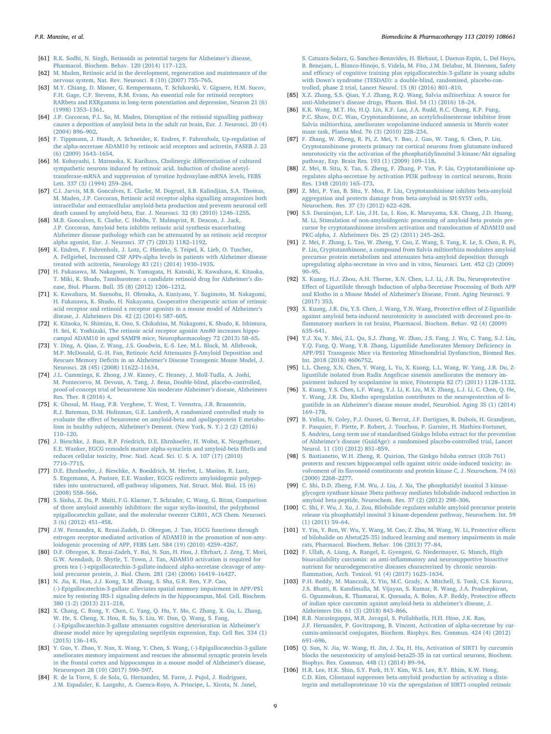[61] R.K. Sodhi, N. Singh, Retinoids as potential targets for Alzheimer's disease, Pharmacol. Biochem. Behav. 120 (2014) 117–123.

[62] M. Maden, Retinoic acid in the development, regeneration and maintenance of the nervous system, Nat. Rev. Neurosci. 8 (10) (2007) 755–765.

[63] M.Y. Chiang, D. Misner, G. Kempermann, T. Schikorski, V. Giguere, H.M. Sucov, F.H. Gage, C.F. Stevens, R.M. Evans, An essential role for retinoid receptors RARbeta and RXRgamma in long-term potentiation and depression, Neuron 21 (6) (1998) 1353–1361.

[64] J.P. Corcoran, P.L. So, M. Maden, Disruption of the retinoid signalling pathway causes a deposition of amyloid beta in the adult rat brain, Eur. J. Neurosci. 20 (4) (2004) 896–902.

[65] F. Tippmann, J. Hundt, A. Schneider, K. Endres, F. Fahrenholz, Up-regulation of the alpha-secretase ADAM10 by retinoic acid receptors and acitretin, FASEB J. 23 (6) (2009) 1643–1654.

[66] M. Kobayashi, I. Matsuoka, K. Kurihara, Cholinergic differentiation of cultured sympathetic neurons induced by retinoic acid. Induction of choline acetyltransferase-mRNA and suppression of tyrosine hydroxylase-mRNA levels, FEBS Lett. 337 (3) (1994) 259–264.

[67] C.I. Jarvis, M.B. Goncalves, E. Clarke, M. Dogruel, S.B. Kalindjian, S.A. Thomas, M. Maden, J.P. Corcoran, Retinoic acid receptor-alpha signalling antagonizes both intracellular and extracellular amyloid-beta production and prevents neuronal cell death caused by amyloid-beta, Eur. J. Neurosci. 32 (8) (2010) 1246–1255.

[68] M.B. Goncalves, E. Clarke, C. Hobbs, T. Malmqvist, R. Deacon, J. Jack, J.P. Corcoran, Amyloid beta inhibits retinoic acid synthesis exacerbating Alzheimer disease pathology which can be attenuated by an retinoic acid receptor alpha agonist, Eur. J. Neurosci. 37 (7) (2013) 1182–1192.

[69] K. Endres, F. Fahrenholz, J. Lotz, C. Hiemke, S. Teipel, K. Lieb, O. Tuscher, A. Fellgiebel, Increased CSF APPs-alpha levels in patients with Alzheimer disease treated with acitretin, Neurology 83 (21) (2014) 1930–1935.

[70] H. Fukasawa, M. Nakagomi, N. Yamagata, H. Katsuki, K. Kawahara, K. Kitaoka, T. Miki, K. Shudo, Tamibarotene: a candidate retinoid drug for Alzheimer's disease, Biol. Pharm. Bull. 35 (8) (2012) 1206–1212.

[71] K. Kawahara, M. Suenobu, H. Ohtsuka, A. Kuniyasu, Y. Sugimoto, M. Nakagomi, H. Fukasawa, K. Shudo, H. Nakayama, Cooperative therapeutic action of retinoic acid receptor and retinoid x receptor agonists in a mouse model of Alzheimer's disease, J. Alzheimers Dis. 42 (2) (2014) 587–605.

[72] K. Kitaoka, N. Shimizu, K. Ono, S. Chikahisa, M. Nakagomi, K. Shudo, K. Ishimura, H. Sei, K. Yoshizaki, The retinoic acid receptor agonist Am80 increases hippocampal ADAM10 in aged SAMP8 mice, Neuropharmacology 72 (2013) 58–65.

[73] Y. Ding, A. Qiao, Z. Wang, J.S. Goodwin, E.-S. Lee, M.L. Block, M. Allsbrook, M.P. McDonald, G.-H. Fan, Retinoic Acid Attenuates β-Amyloid Deposition and Rescues Memory Deficits in an Alzheimer's Disease Transgenic Mouse Model, J. Neurosci. 28 (45) (2008) 11622–11634.

[74] J.L. Cummings, K. Zhong, J.W. Kinney, C. Heaney, J. Moll-Tudla, A. Joshi, M. Pontecorvo, M. Devous, A. Tang, J. Bena, Double-blind, placebo-controlled, proof-of-concept trial of bexarotene Xin moderate Alzheimer's disease, Alzheimers Res. Ther. 8 (2016) 4.

[75] K. Ghosal, M. Haag, P.B. Verghese, T. West, T. Veenstra, J.B. Braunstein, R.J. Bateman, D.M. Holtzman, G.E. Landreth, A randomized controlled study to evaluate the effect of bexarotene on amyloid-beta and apolipoprotein E metabolism in healthy subjects, Alzheimer's Dement. (New York, N. Y.) 2 (2) (2016) 110–120.

[76] J. Bieschke, J. Russ, R.P. Friedrich, D.E. Ehrnhoefer, H. Wobst, K. Neugebauer, E.E. Wanker, EGCG remodels mature alpha-synuclein and amyloid-beta fibrils and reduces cellular toxicity, Proc. Natl. Acad. Sci. U. S. A. 107 (17) (2010) 7710–7715.

[77] D.E. Ehrnhoefer, J. Bieschke, A. Boeddrich, M. Herbst, L. Masino, R. Lurz, S. Engemann, A. Pastore, E.E. Wanker, EGCG redirects amyloidogenic polypeptides into unstructured, off-pathway oligomers, Nat. Struct. Mol. Biol. 15 (6) (2008) 558–566.

[78] S. Sinha, Z. Du, P. Maiti, F.G. Klarner, T. Schrader, C. Wang, G. Bitan, Comparison of three amyloid assembly inhibitors: the sugar scyllo-inositol, the polyphenol epigallocatechin gallate, and the molecular tweezer CLR01, ACS Chem. Neurosci. 3 (6) (2012) 451–458.

[79] J.W. Fernandez, K. Rezai-Zadeh, D. Obregon, J. Tan, EGCG functions through estrogen receptor-mediated activation of ADAM10 in the promotion of non-amyloidogenic processing of APP, FEBS Lett. 584 (19) (2010) 4259–4267.

[80] D.F. Obregon, K. Rezai-Zadeh, Y. Bai, N. Sun, H. Hou, J. Ehrhart, J. Zeng, T. Mori, G.W. Arendash, D. Shytle, T. Town, J. Tan, ADAM10 activation is required for green tea (-)-epigallocatechin-3-gallate-induced alpha-secretase cleavage of amyloid precursor protein, J. Biol. Chem. 281 (24) (2006) 16419–16427.

[81] N. Jia, K. Han, J.J. Kong, X.M. Zhang, S. Sha, G.R. Ren, Y.P. Cao, (-)-Epigallocatechin-3-gallate alleviates spatial memory impairment in APP/PS1 mice by restoring IRS-1 signaling defects in the hippocampus, Mol. Cell. Biochem. 380 (1-2) (2013) 211–218.

[82] X. Chang, C. Rong, Y. Chen, C. Yang, Q. Hu, Y. Mo, C. Zhang, X. Gu, L. Zhang, W. He, S. Cheng, X. Hou, R. Su, S. Liu, W. Dun, Q. Wang, S. Fang, (-)-Epigallocatechin-3-gallate attenuates cognitive deterioration in Alzheimer's disease model mice by upregulating neprilysin expression, Exp. Cell Res. 334 (1) (2015) 136–145.

[83] Y. Guo, Y. Zhao, Y. Nan, X. Wang, Y. Chen, S. Wang, (-)-Epigallocatechin-3-gallate ameliorates memory impairment and rescues the abnormal synaptic protein levels in the frontal cortex and hippocampus in a mouse model of Alzheimer's disease, Neuroreport 28 (10) (2017) 590–597.

[84] R. de la Torre, S. de Sola, G. Hernandez, M. Farre, J. Pujol, J. Rodriguez, J.M. Espadaler, K. Langohr, A. Cuenca-Royo, A. Principe, L. Xicota, N. Janel, S. Catuara-Solarz, G. Sanchez-Benavides, H. Blehaut, I. Duenas-Espin, L. Del Hoyo, B. Benejam, L. Blanco-Hinojo, S. Videla, M. Fito, J.M. Delabar, M. Dierssen, Safety and efficacy of cognitive training plus epigallocatechin-3-gallate in young adults with Down's syndrome (TESDAD): a double-blind, randomised, placebo-controlled, phase 2 trial, Lancet Neurol. 15 (8) (2016) 801–810.

[85] X.Z. Zhang, S.S. Qian, Y.J. Zhang, R.Q. Wang, Salvia miltiorrhiza: A source for anti-Alzheimer's disease drugs, Pharm. Biol. 54 (1) (2016) 18–24.

[86] K.K. Wong, M.T. Ho, H.Q. Lin, K.F. Lau, J.A. Rudd, R.C. Chung, K.P. Fung, P.C. Shaw, D.C. Wan, Cryptotanshinone, an acetylcholinesterase inhibitor from Salvia miltiorrhiza, ameliorates scopolamine-induced amnesia in Morris water maze task, Planta Med. 76 (3) (2010) 228–234.

[87] F. Zhang, W. Zheng, R. Pi, Z. Mei, Y. Bao, J. Gao, W. Tang, S. Chen, P. Liu, Cryptotanshinone protects primary rat cortical neurons from glutamate-induced neurotoxicity via the activation of the phosphatidylinositol 3-kinase/Akt signaling pathway, Exp. Brain Res. 193 (1) (2009) 109–118.

[88] Z. Mei, B. Situ, X. Tan, S. Zheng, F. Zhang, P. Yan, P. Liu, Cryptotanshinione upregulates alpha-secretase by activation PI3K pathway in cortical neurons, Brain Res. 1348 (2010) 165–173.

[89] Z. Mei, P. Yan, B. Situ, Y. Mou, P. Liu, Cryptotanshinione inhibits beta-amyloid aggregation and protects damage from beta-amyloid in SH-SY5Y cells, Neurochem. Res. 37 (3) (2012) 622–628.

[90] S.S. Durairajan, L.F. Liu, J.H. Lu, I. Koo, K. Maruyama, S.K. Chung, J.D. Huang, M. Li, Stimulation of non-amyloidogenic processing of amyloid-beta protein precursor by cryptotanshinone involves activation and translocation of ADAM10 and PKC-alpha, J. Alzheimers Dis. 25 (2) (2011) 245–262.

[91] Z. Mei, F. Zhang, L. Tao, W. Zheng, Y. Cao, Z. Wang, S. Tang, K. Le, S. Chen, R. Pi, P. Liu, Cryptotanshinone, a compound from Salvia miltiorrhiza modulates amyloid precursor protein metabolism and attenuates beta-amyloid deposition through upregulating alpha-secretase in vivo and in vitro, Neurosci. Lett. 452 (2) (2009) 90–95.

[92] X. Kuang, H.J. Zhou, A.H. Thorne, X.N. Chen, L.J. Li, J.R. Du, Neuroprotective Effect of Ligustilide through Induction of alpha-Secretase Processing of Both APP and Klotho in a Mouse Model of Alzheimer's Disease, Front. Aging Neurosci. 9 (2017) 353.

[93] X. Kuang, J.R. Du, Y.S. Chen, J. Wang, Y.N. Wang, Protective effect of Z-ligustilide against amyloid beta-induced neurotoxicity is associated with decreased pro-inflammatory markers in rat brains, Pharmacol. Biochem. Behav. 92 (4) (2009) 635–641.

[94] Y.J. Xu, Y. Mei, Z.L. Qu, S.J. Zhang, W. Zhao, J.S. Fang, J. Wu, C. Yang, S.J. Liu, Y.Q. Fang, Q. Wang, Y.B. Zhang, Ligustilide Ameliorates Memory Deficiency in APP/PS1 Transgenic Mice via Restoring Mitochondrial Dysfunction, Biomed Res. Int. 2018 (2018) 4606752.

[95] L.L. Cheng, X.N. Chen, Y. Wang, L. Yu, X. Kuang, L.L. Wang, W. Yang, J.R. Du, Z-ligustilide isolated from Radix Angelicae sinensis ameliorates the memory impairment induced by scopolamine in mice, Fitoterapia 82 (7) (2011) 1128–1132.

[96] X. Kuang, Y.S. Chen, L.F. Wang, Y.J. Li, K. Liu, M.X. Zhang, L.J. Li, C. Chen, Q. He, Y. Wang, J.R. Du, Klotho upregulation contributes to the neuroprotection of ligustilide in an Alzheimer's disease mouse model, Neurobiol. Aging 35 (1) (2014) 169–178.

[97] B. Vellas, N. Coley, P.J. Ousset, G. Berrut, J.F. Dartigues, B. Dubois, H. Grandjean, F. Pasquier, F. Piette, P. Robert, J. Touchon, P. Garnier, H. Mathiex-Fortunet, S. Andrieu, Long-term use of standardised Ginkgo biloba extract for the prevention of Alzheimer's disease (GuidAge): a randomised placebo-controlled trial, Lancet Neurol. 11 (10) (2012) 851–859.

[98] S. Bastianetto, W.H. Zheng, R. Quirion, The Ginkgo biloba extract (EGb 761) protects and rescues hippocampal cells against nitric oxide-induced toxicity: involvement of its flavonoid constituents and protein kinase C, J. Neurochem. 74 (6) (2000) 2268–2277.

[99] C. Shi, D.D. Zheng, F.M. Wu, J. Liu, J. Xu, The phosphatidyl inositol 3 kinase-glycogen synthase kinase 3beta pathway mediates bilobalide-induced reduction in amyloid beta-peptide, Neurochem. Res. 37 (2) (2012) 298–306.

[100] C. Shi, F. Wu, J. Xu, J. Zou, Bilobalide regulates soluble amyloid precursor protein release via phosphatidyl inositol 3 kinase-dependent pathway, Neurochem. Int. 59 (1) (2011) 59–64.

[101] Y. Yin, Y. Ren, W. Wu, Y. Wang, M. Cao, Z. Zhu, M. Wang, W. Li, Protective effects of bilobalide on Abeta(25-35) induced learning and memory impairments in male rats, Pharmacol. Biochem. Behav. 106 (2013) 77–84.

[102] F. Ullah, A. Liang, A. Rangel, E. Gyengesi, G. Niedermayer, G. Munch, High bioavailability curcumin: an anti-inflammatory and neurosupportive bioactive nutrient for neurodegenerative diseases characterized by chronic neuroinflammation, Arch. Toxicol. 91 (4) (2017) 1623–1634.

[103] P.H. Reddy, M. Manczak, X. Yin, M.C. Grady, A. Mitchell, S. Tonk, C.S. Kuruva, J.S. Bhatti, R. Kandimalla, M. Vijayan, S. Kumar, R. Wang, J.A. Pradeepkiran, G. Ogunmokun, K. Thamarai, K. Quesada, A. Boles, A.P. Reddy, Protective effects of indian spice curcumin against amyloid-beta in alzheimer's disease, J. Alzheimers Dis. 61 (3) (2018) 843–866.

[104] R.B. Narasingappa, M.R. Javagal, S. Pullabhatla, H.H. Htoo, J.K. Rao, J.F. Hernandez, P. Govitrapong, B. Vincent, Activation of alpha-secretase by curcumin-aminoacid conjugates, Biochem. Biophys. Res. Commun. 424 (4) (2012) 691–696.

[105] Q. Sun, N. Jia, W. Wang, H. Jin, J. Xu, H. Hu, Activation of SIRT1 by curcumin blocks the neurotoxicity of amyloid-beta25-35 in rat cortical neurons, Biochem. Biophys. Res. Commun. 448 (1) (2014) 89–94.

[106] H.R. Lee, H.K. Shin, S.Y. Park, H.Y. Kim, W.S. Lee, B.Y. Rhim, K.W. Hong, C.D. Kim, Cilostazol suppresses beta-amyloid production by activating a disintegrin and metalloproteinase 10 via the upregulation of SIRT1-coupled retinoic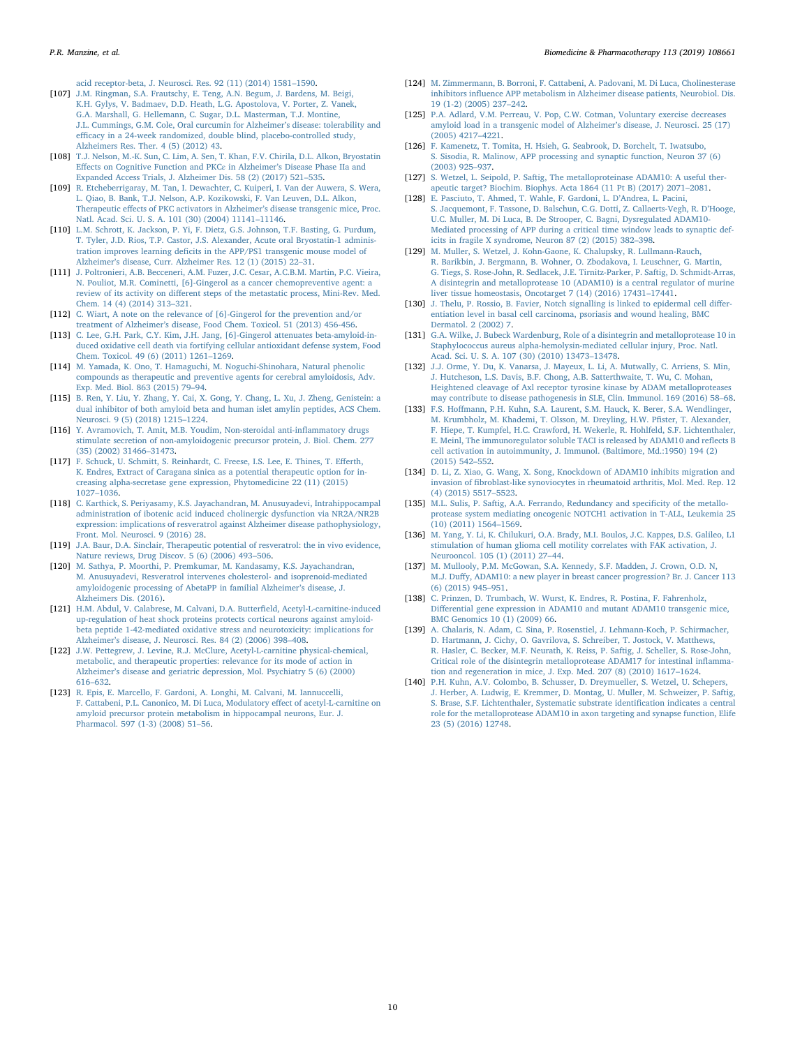acid receptor-beta, J. Neurosci. Res. 92 (11) (2014) 1581–1590.

[107] J.M. Ringman, S.A. Frautschy, E. Teng, A.N. Begum, J. Bardens, M. Beigi, K.H. Gylys, V. Badmaev, D.D. Heath, L.G. Apostolova, V. Porter, Z. Vanek, G.A. Marshall, G. Hellemann, C. Sugar, D.L. Masterman, T.J. Montine, J.L. Cummings, G.M. Cole, Oral curcumin for Alzheimer's disease: tolerability and efficacy in a 24-week randomized, double blind, placebo-controlled study, Alzheimers Res. Ther. 4 (5) (2012) 43.

[108] T.J. Nelson, M.-K. Sun, C. Lim, A. Sen, T. Khan, F.V. Chirila, D.L. Alkon, Bryostatin Effects on Cognitive Function and PKCε in Alzheimer's Disease Phase IIa and Expanded Access Trials, J. Alzheimer Dis. 58 (2) (2017) 521–535.

[109] R. Etcheberrigaray, M. Tan, I. Dewachter, C. Kuiperi, I. Van der Auwera, S. Wera, L. Qiao, B. Bank, T.J. Nelson, A.P. Kozikowski, F. Van Leuven, D.L. Alkon, Therapeutic effects of PKC activators in Alzheimer's disease transgenic mice, Proc. Natl. Acad. Sci. U. S. A. 101 (30) (2004) 11141–11146.

[110] L.M. Schrott, K. Jackson, P. Yi, F. Dietz, G.S. Johnson, T.F. Basting, G. Purdum, T. Tyler, J.D. Rios, T.P. Castor, J.S. Alexander, Acute oral Bryostatin-1 administration improves learning deficits in the APP/PS1 transgenic mouse model of Alzheimer's disease, Curr. Alzheimer Res. 12 (1) (2015) 22–31.

[111] J. Poltronieri, A.B. Becceneri, A.M. Fuzer, J.C. Cesar, A.C.B.M. Martin, P.C. Vieira, N. Pouliot, M.R. Cominetti, [6]-Gingerol as a cancer chemopreventive agent: a review of its activity on different steps of the metastatic process, Mini-Rev. Med. Chem. 14 (4) (2014) 313–321.

[112] C. Wiart, A note on the relevance of [6]-Gingerol for the prevention and/or treatment of Alzheimer's disease, Food Chem. Toxicol. 51 (2013) 456-456.

[113] C. Lee, G.H. Park, C.Y. Kim, J.H. Jang, [6]-Gingerol attenuates beta-amyloid-induced oxidative cell death via fortifying cellular antioxidant defense system, Food Chem. Toxicol. 49 (6) (2011) 1261–1269.

[114] M. Yamada, K. Ono, T. Hamaguchi, M. Noguchi-Shinohara, Natural phenolic compounds as therapeutic and preventive agents for cerebral amyloidosis, Adv. Exp. Med. Biol. 863 (2015) 79–94.

[115] B. Ren, Y. Liu, Y. Zhang, Y. Cai, X. Gong, Y. Chang, L. Xu, J. Zheng, Genistein: a dual inhibitor of both amyloid beta and human islet amylin peptides, ACS Chem. Neurosci. 9 (5) (2018) 1215–1224.

[116] Y. Avramovich, T. Amit, M.B. Youdim, Non-steroidal anti-inflammatory drugs stimulate secretion of non-amyloidogenic precursor protein, J. Biol. Chem. 277 (35) (2002) 31466–31473.

[117] F. Schuck, U. Schmitt, S. Reinhardt, C. Freese, I.S. Lee, E. Thines, T. Efferth, K. Endres, Extract of Caragana sinica as a potential therapeutic option for increasing alpha-secretase gene expression, Phytomedicine 22 (11) (2015) 1027–1036.

[118] C. Karthick, S. Periyasamy, K.S. Jayachandran, M. Anusuyadevi, Intrahippocampal administration of ibotenic acid induced cholinergic dysfunction via NR2A/NR2B expression: implications of resveratrol against Alzheimer disease pathophysiology, Front. Mol. Neurosci. 9 (2016) 28.

[119] J.A. Baur, D.A. Sinclair, Therapeutic potential of resveratrol: the in vivo evidence, Nature reviews, Drug Discov. 5 (6) (2006) 493–506.

[120] M. Sathya, P. Moorthi, P. Premkumar, M. Kandasamy, K.S. Jayachandran, M. Anusuyadevi, Resveratrol intervenes cholesterol- and isoprenoid-mediated amyloidogenic processing of AbetaPP in familial Alzheimer's disease, J. Alzheimers Dis. (2016).

[121] H.M. Abdul, V. Calabrese, M. Calvani, D.A. Butterfield, Acetyl-L-carnitine-induced up-regulation of heat shock proteins protects cortical neurons against amyloid-beta peptide 1-42-mediated oxidative stress and neurotoxicity: implications for Alzheimer's disease, J. Neurosci. Res. 84 (2) (2006) 398–408.

[122] J.W. Pettegrew, J. Levine, R.J. McClure, Acetyl-L-carnitine physical-chemical, metabolic, and therapeutic properties: relevance for its mode of action in Alzheimer's disease and geriatric depression, Mol. Psychiatry 5 (6) (2000) 616–632.

[123] R. Epis, E. Marcello, F. Gardoni, A. Longhi, M. Calvani, M. Iannuccelli, F. Cattabeni, P.L. Canonico, M. Di Luca, Modulatory effect of acetyl-L-carnitine on amyloid precursor protein metabolism in hippocampal neurons, Eur. J. Pharmacol. 597 (1-3) (2008) 51–56.

[124] M. Zimmermann, B. Borroni, F. Cattabeni, A. Padovani, M. Di Luca, Cholinesterase inhibitors influence APP metabolism in Alzheimer disease patients, Neurobiol. Dis. 19 (1-2) (2005) 237–242.

[125] P.A. Adlard, V.M. Perreau, V. Pop, C.W. Cotman, Voluntary exercise decreases amyloid load in a transgenic model of Alzheimer's disease, J. Neurosci. 25 (17) (2005) 4217–4221.

[126] F. Kamenetz, T. Tomita, H. Hsieh, G. Seabrook, D. Borchelt, T. Iwatsubo, S. Sisodia, R. Malinow, APP processing and synaptic function, Neuron 37 (6) (2003) 925–937.

[127] S. Wetzel, L. Seipold, P. Saftig, The metalloproteinase ADAM10: A useful therapeutic target? Biochim. Biophys. Acta 1864 (11 Pt B) (2017) 2071–2081.

[128] E. Pasciuto, T. Ahmed, T. Wahle, F. Gardoni, L. D'Andrea, L. Pacini, S. Jacquemont, F. Tassone, D. Balschun, C.G. Dotti, Z. Callaerts-Vegh, R. D'Hooge, U.C. Muller, M. Di Luca, B. De Strooper, C. Bagni, Dysregulated ADAM10-Mediated processing of APP during a critical time window leads to synaptic deficits in fragile X syndrome, Neuron 87 (2) (2015) 382–398.

[129] M. Muller, S. Wetzel, J. Kohn-Gaone, K. Chalupsky, R. Lullmann-Rauch, R. Barikbin, J. Bergmann, B. Wohner, O. Zbodakova, I. Leuschner, G. Martin, G. Tiegs, S. Rose-John, R. Sedlacek, J.E. Tirnitz-Parker, P. Saftig, D. Schmidt-Arras, A disintegrin and metalloprotease 10 (ADAM10) is a central regulator of murine liver tissue homeostasis, Oncotarget 7 (14) (2016) 17431–17441.

[130] J. Thelu, P. Rossio, B. Favier, Notch signalling is linked to epidermal cell differentiation level in basal cell carcinoma, psoriasis and wound healing, BMC Dermatol. 2 (2002) 7.

[131] G.A. Wilke, J. Bubeck Wardenburg, Role of a disintegrin and metalloprotease 10 in Staphylococcus aureus alpha-hemolysin-mediated cellular injury, Proc. Natl. Acad. Sci. U. S. A. 107 (30) (2010) 13473–13478.

[132] J.J. Orme, Y. Du, K. Vanarsa, J. Mayeux, L. Li, A. Mutwally, C. Arriens, S. Min, J. Hutcheson, L.S. Davis, B.F. Chong, A.B. Satterthwaite, T. Wu, C. Mohan, Heightened cleavage of Axl receptor tyrosine kinase by ADAM metalloproteases may contribute to disease pathogenesis in SLE, Clin. Immunol. 169 (2016) 58–68.

[133] F.S. Hoffmann, P.H. Kuhn, S.A. Laurent, S.M. Hauck, K. Berer, S.A. Wendlinger, M. Krumbholz, M. Khademi, T. Olsson, M. Dreyling, H.W. Pfister, T. Alexander, F. Hiepe, T. Kumpfel, H.C. Crawford, H. Wekerle, R. Hohlfeld, S.F. Lichtenthaler, E. Meinl, The immunoregulator soluble TACI is released by ADAM10 and reflects B cell activation in autoimmunity, J. Immunol. (Baltimore, Md.:1950) 194 (2) (2015) 542–552.

[134] D. Li, Z. Xiao, G. Wang, X. Song, Knockdown of ADAM10 inhibits migration and invasion of fibroblast-like synoviocytes in rheumatoid arthritis, Mol. Med. Rep. 12 (4) (2015) 5517–5523.

[135] M.L. Sulis, P. Saftig, A.A. Ferrando, Redundancy and specificity of the metalloprotease system mediating oncogenic NOTCH1 activation in T-ALL, Leukemia 25 (10) (2011) 1564–1569.

[136] M. Yang, Y. Li, K. Chilukuri, O.A. Brady, M.I. Boulos, J.C. Kappes, D.S. Galileo, L1 stimulation of human glioma cell motility correlates with FAK activation, J. Neurooncol. 105 (1) (2011) 27–44.

[137] M. Mullooly, P.M. McGowan, S.A. Kennedy, S.F. Madden, J. Crown, O.D. N, M.J. Duffy, ADAM10: a new player in breast cancer progression? Br. J. Cancer 113 (6) (2015) 945–951.

[138] C. Prinzen, D. Trumbach, W. Wurst, K. Endres, R. Postina, F. Fahrenholz, Differential gene expression in ADAM10 and mutant ADAM10 transgenic mice, BMC Genomics 10 (1) (2009) 66.

[139] A. Chalaris, N. Adam, C. Sina, P. Rosenstiel, J. Lehmann-Koch, P. Schirmacher, D. Hartmann, J. Cichy, O. Gavrilova, S. Schreiber, T. Jostock, V. Matthews, R. Hasler, C. Becker, M.F. Neurath, K. Reiss, P. Saftig, J. Scheller, S. Rose-John, Critical role of the disintegrin metalloprotease ADAM17 for intestinal inflammation and regeneration in mice, J. Exp. Med. 207 (8) (2010) 1617–1624.

[140] P.H. Kuhn, A.V. Colombo, B. Schusser, D. Dreymueller, S. Wetzel, U. Schepers, J. Herber, A. Ludwig, E. Kremmer, D. Montag, U. Muller, M. Schweizer, P. Saftig, S. Brase, S.F. Lichtenthaler, Systematic substrate identification indicates a central role for the metalloprotease ADAM10 in axon targeting and synapse function, Elife 23 (5) (2016) 12748.